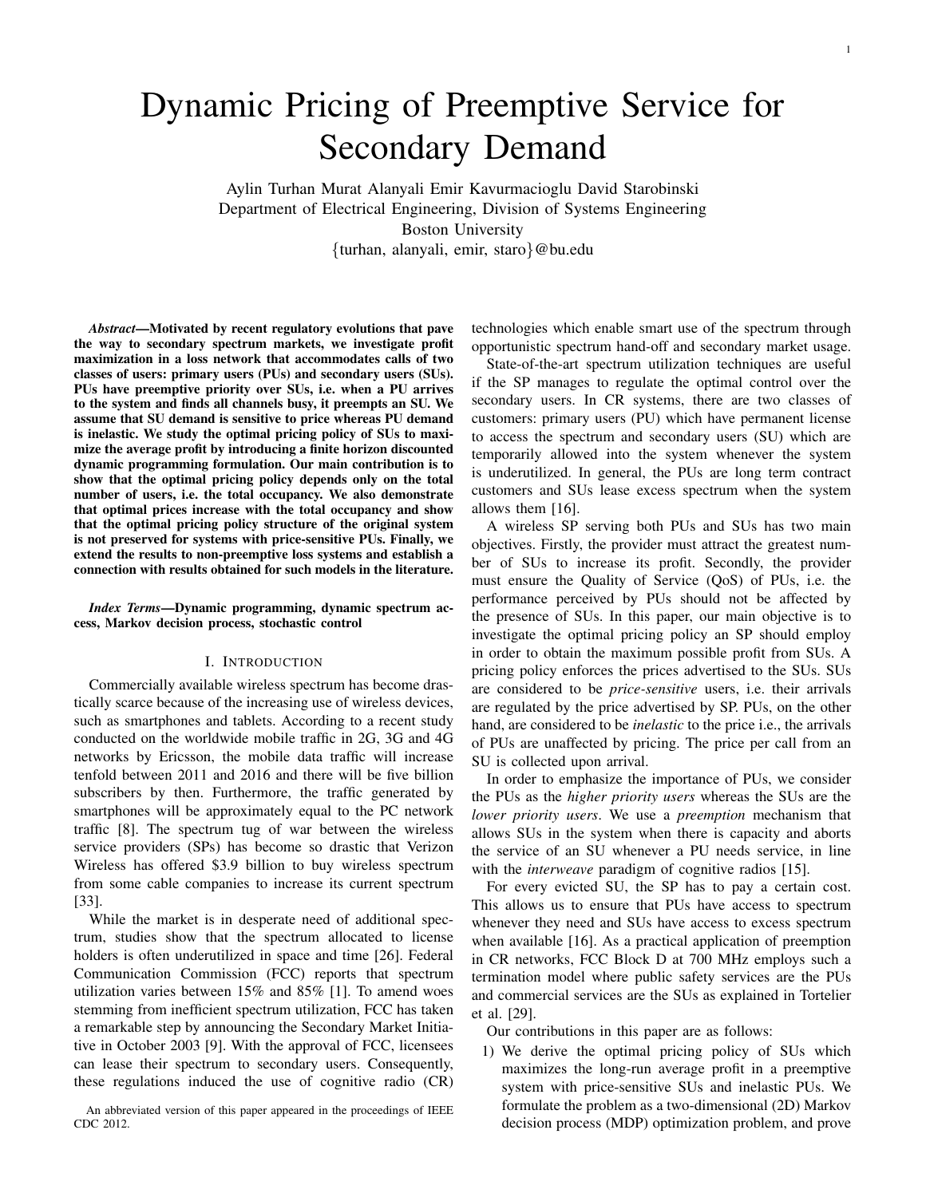# Dynamic Pricing of Preemptive Service for Secondary Demand

Aylin Turhan Murat Alanyali Emir Kavurmacioglu David Starobinski
Department of Electrical Engineering, Division of Systems Engineering
Boston University
{turhan, alanyali, emir, staro}@bu.edu

***Abstract*—Motivated by recent regulatory evolutions that pave the way to secondary spectrum markets, we investigate profit maximization in a loss network that accommodates calls of two classes of users: primary users (PUs) and secondary users (SUs). PUs have preemptive priority over SUs, i.e. when a PU arrives to the system and finds all channels busy, it preempts an SU. We assume that SU demand is sensitive to price whereas PU demand is inelastic. We study the optimal pricing policy of SUs to maximize the average profit by introducing a finite horizon discounted dynamic programming formulation. Our main contribution is to show that the optimal pricing policy depends only on the total number of users, i.e. the total occupancy. We also demonstrate that optimal prices increase with the total occupancy and show that the optimal pricing policy structure of the original system is not preserved for systems with price-sensitive PUs. Finally, we extend the results to non-preemptive loss systems and establish a connection with results obtained for such models in the literature.**

***Index Terms*—Dynamic programming, dynamic spectrum access, Markov decision process, stochastic control**

## I. Introduction

Commercially available wireless spectrum has become drastically scarce because of the increasing use of wireless devices, such as smartphones and tablets. According to a recent study conducted on the worldwide mobile traffic in 2G, 3G and 4G networks by Ericsson, the mobile data traffic will increase tenfold between 2011 and 2016 and there will be five billion subscribers by then. Furthermore, the traffic generated by smartphones will be approximately equal to the PC network traffic [8]. The spectrum tug of war between the wireless service providers (SPs) has become so drastic that Verizon Wireless has offered \$3.9 billion to buy wireless spectrum from some cable companies to increase its current spectrum [33].

While the market is in desperate need of additional spectrum, studies show that the spectrum allocated to license holders is often underutilized in space and time [26]. Federal Communication Commission (FCC) reports that spectrum utilization varies between 15% and 85% [1]. To amend woes stemming from inefficient spectrum utilization, FCC has taken a remarkable step by announcing the Secondary Market Initiative in October 2003 [9]. With the approval of FCC, licensees can lease their spectrum to secondary users. Consequently, these regulations induced the use of cognitive radio (CR) technologies which enable smart use of the spectrum through opportunistic spectrum hand-off and secondary market usage.

State-of-the-art spectrum utilization techniques are useful if the SP manages to regulate the optimal control over the secondary users. In CR systems, there are two classes of customers: primary users (PU) which have permanent license to access the spectrum and secondary users (SU) which are temporarily allowed into the system whenever the system is underutilized. In general, the PUs are long term contract customers and SUs lease excess spectrum when the system allows them [16].

A wireless SP serving both PUs and SUs has two main objectives. Firstly, the provider must attract the greatest number of SUs to increase its profit. Secondly, the provider must ensure the Quality of Service (QoS) of PUs, i.e. the performance perceived by PUs should not be affected by the presence of SUs. In this paper, our main objective is to investigate the optimal pricing policy an SP should employ in order to obtain the maximum possible profit from SUs. A pricing policy enforces the prices advertised to the SUs. SUs are considered to be *price-sensitive* users, i.e. their arrivals are regulated by the price advertised by SP. PUs, on the other hand, are considered to be *inelastic* to the price i.e., the arrivals of PUs are unaffected by pricing. The price per call from an SU is collected upon arrival.

In order to emphasize the importance of PUs, we consider the PUs as the *higher priority users* whereas the SUs are the *lower priority users*. We use a *preemption* mechanism that allows SUs in the system when there is capacity and aborts the service of an SU whenever a PU needs service, in line with the *interweave* paradigm of cognitive radios [15].

For every evicted SU, the SP has to pay a certain cost. This allows us to ensure that PUs have access to spectrum whenever they need and SUs have access to excess spectrum when available [16]. As a practical application of preemption in CR networks, FCC Block D at 700 MHz employs such a termination model where public safety services are the PUs and commercial services are the SUs as explained in Tortelier et al. [29].

Our contributions in this paper are as follows:

1) We derive the optimal pricing policy of SUs which maximizes the long-run average profit in a preemptive system with price-sensitive SUs and inelastic PUs. We formulate the problem as a two-dimensional (2D) Markov decision process (MDP) optimization problem, and prove

An abbreviated version of this paper appeared in the proceedings of IEEE CDC 2012.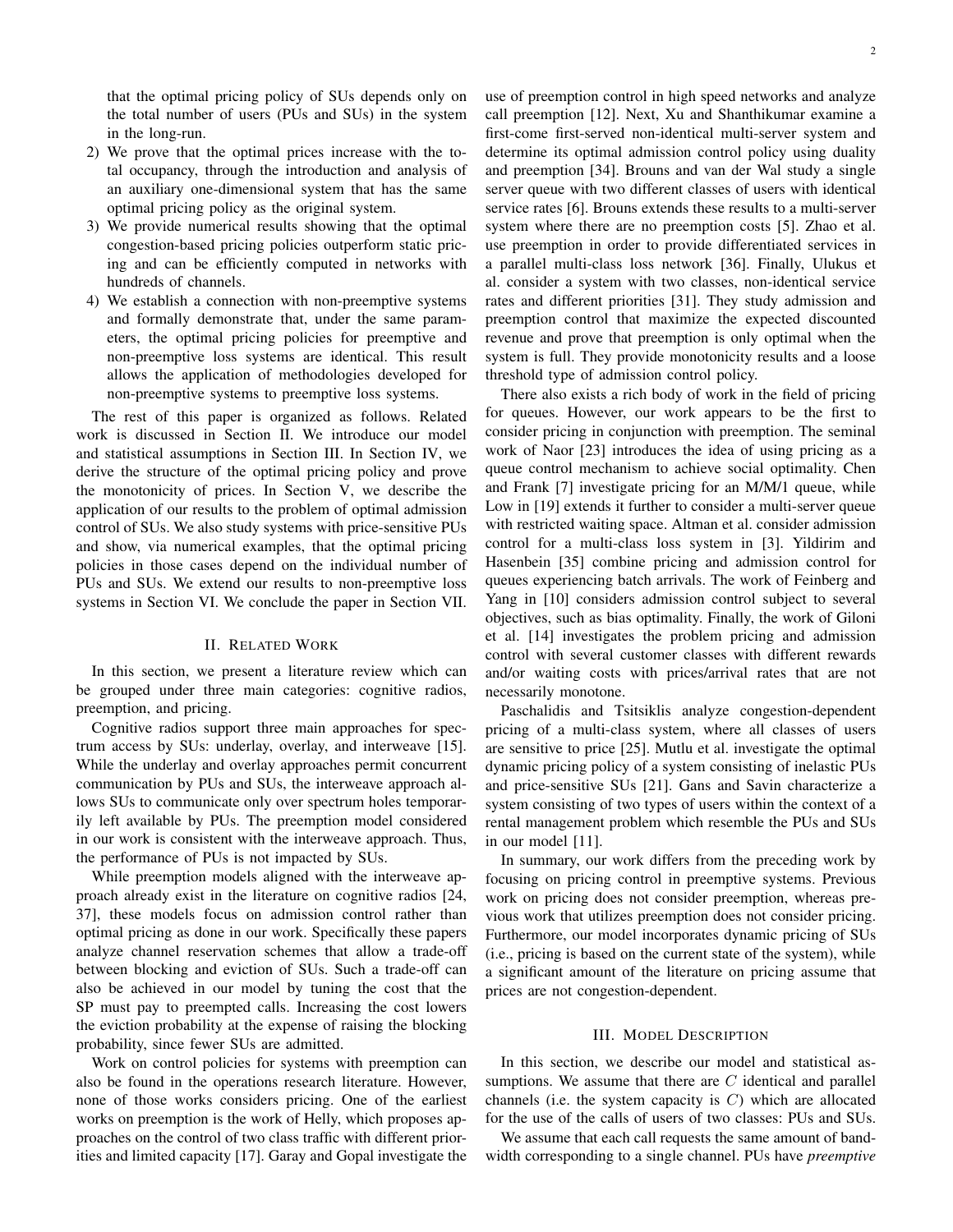that the optimal pricing policy of SUs depends only on the total number of users (PUs and SUs) in the system in the long-run.

2) We prove that the optimal prices increase with the total occupancy, through the introduction and analysis of an auxiliary one-dimensional system that has the same optimal pricing policy as the original system.
3) We provide numerical results showing that the optimal congestion-based pricing policies outperform static pricing and can be efficiently computed in networks with hundreds of channels.
4) We establish a connection with non-preemptive systems and formally demonstrate that, under the same parameters, the optimal pricing policies for preemptive and non-preemptive loss systems are identical. This result allows the application of methodologies developed for non-preemptive systems to preemptive loss systems.

The rest of this paper is organized as follows. Related work is discussed in Section II. We introduce our model and statistical assumptions in Section III. In Section IV, we derive the structure of the optimal pricing policy and prove the monotonicity of prices. In Section V, we describe the application of our results to the problem of optimal admission control of SUs. We also study systems with price-sensitive PUs and show, via numerical examples, that the optimal pricing policies in those cases depend on the individual number of PUs and SUs. We extend our results to non-preemptive loss systems in Section VI. We conclude the paper in Section VII.

## II. Related Work

In this section, we present a literature review which can be grouped under three main categories: cognitive radios, preemption, and pricing.

Cognitive radios support three main approaches for spectrum access by SUs: underlay, overlay, and interweave [15]. While the underlay and overlay approaches permit concurrent communication by PUs and SUs, the interweave approach allows SUs to communicate only over spectrum holes temporarily left available by PUs. The preemption model considered in our work is consistent with the interweave approach. Thus, the performance of PUs is not impacted by SUs.

While preemption models aligned with the interweave approach already exist in the literature on cognitive radios [24, 37], these models focus on admission control rather than optimal pricing as done in our work. Specifically these papers analyze channel reservation schemes that allow a trade-off between blocking and eviction of SUs. Such a trade-off can also be achieved in our model by tuning the cost that the SP must pay to preempted calls. Increasing the cost lowers the eviction probability at the expense of raising the blocking probability, since fewer SUs are admitted.

Work on control policies for systems with preemption can also be found in the operations research literature. However, none of those works considers pricing. One of the earliest works on preemption is the work of Helly, which proposes approaches on the control of two class traffic with different priorities and limited capacity [17]. Garay and Gopal investigate the use of preemption control in high speed networks and analyze call preemption [12]. Next, Xu and Shanthikumar examine a first-come first-served non-identical multi-server system and determine its optimal admission control policy using duality and preemption [34]. Brouns and van der Wal study a single server queue with two different classes of users with identical service rates [6]. Brouns extends these results to a multi-server system where there are no preemption costs [5]. Zhao et al. use preemption in order to provide differentiated services in a parallel multi-class loss network [36]. Finally, Ulukus et al. consider a system with two classes, non-identical service rates and different priorities [31]. They study admission and preemption control that maximize the expected discounted revenue and prove that preemption is only optimal when the system is full. They provide monotonicity results and a loose threshold type of admission control policy.

There also exists a rich body of work in the field of pricing for queues. However, our work appears to be the first to consider pricing in conjunction with preemption. The seminal work of Naor [23] introduces the idea of using pricing as a queue control mechanism to achieve social optimality. Chen and Frank [7] investigate pricing for an M/M/1 queue, while Low in [19] extends it further to consider a multi-server queue with restricted waiting space. Altman et al. consider admission control for a multi-class loss system in [3]. Yildirim and Hasenbein [35] combine pricing and admission control for queues experiencing batch arrivals. The work of Feinberg and Yang in [10] considers admission control subject to several objectives, such as bias optimality. Finally, the work of Giloni et al. [14] investigates the problem pricing and admission control with several customer classes with different rewards and/or waiting costs with prices/arrival rates that are not necessarily monotone.

Paschalidis and Tsitsiklis analyze congestion-dependent pricing of a multi-class system, where all classes of users are sensitive to price [25]. Mutlu et al. investigate the optimal dynamic pricing policy of a system consisting of inelastic PUs and price-sensitive SUs [21]. Gans and Savin characterize a system consisting of two types of users within the context of a rental management problem which resemble the PUs and SUs in our model [11].

In summary, our work differs from the preceding work by focusing on pricing control in preemptive systems. Previous work on pricing does not consider preemption, whereas previous work that utilizes preemption does not consider pricing. Furthermore, our model incorporates dynamic pricing of SUs (i.e., pricing is based on the current state of the system), while a significant amount of the literature on pricing assume that prices are not congestion-dependent.

## III. Model Description

In this section, we describe our model and statistical assumptions. We assume that there are $C$ identical and parallel channels (i.e. the system capacity is $C$) which are allocated for the use of the calls of users of two classes: PUs and SUs.

We assume that each call requests the same amount of bandwidth corresponding to a single channel. PUs have *preemptive*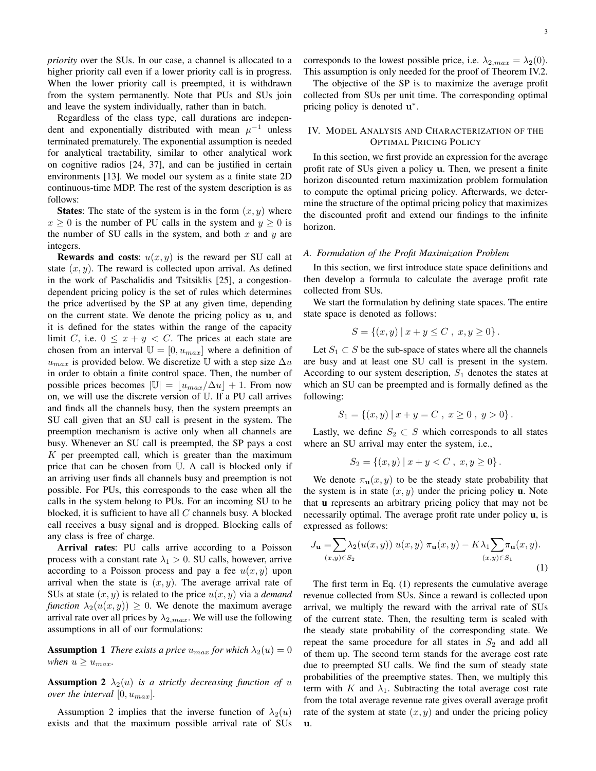*priority* over the SUs. In our case, a channel is allocated to a higher priority call even if a lower priority call is in progress. When the lower priority call is preempted, it is withdrawn from the system permanently. Note that PUs and SUs join and leave the system individually, rather than in batch.

Regardless of the class type, call durations are independent and exponentially distributed with mean $\mu^{-1}$ unless terminated prematurely. The exponential assumption is needed for analytical tractability, similar to other analytical work on cognitive radios [24, 37], and can be justified in certain environments [13]. We model our system as a finite state 2D continuous-time MDP. The rest of the system description is as follows:

**States**: The state of the system is in the form $(x, y)$ where $x \geq 0$ is the number of PU calls in the system and $y \geq 0$ is the number of SU calls in the system, and both $x$ and $y$ are integers.

**Rewards and costs**: $u(x, y)$ is the reward per SU call at state $(x, y)$. The reward is collected upon arrival. As defined in the work of Paschalidis and Tsitsiklis [25], a congestion-dependent pricing policy is the set of rules which determines the price advertised by the SP at any given time, depending on the current state. We denote the pricing policy as $\mathbf{u}$, and it is defined for the states within the range of the capacity limit $C$, i.e. $0 \leq x + y < C$. The prices at each state are chosen from an interval $\mathbb{U} = [0, u_{max}]$ where a definition of $u_{max}$ is provided below. We discretize $\mathbb{U}$ with a step size $\Delta u$ in order to obtain a finite control space. Then, the number of possible prices becomes $|\mathbb{U}| = \lfloor u_{max}/\Delta u \rfloor + 1$. From now on, we will use the discrete version of $\mathbb{U}$. If a PU call arrives and finds all the channels busy, then the system preempts an SU call given that an SU call is present in the system. The preemption mechanism is active only when all channels are busy. Whenever an SU call is preempted, the SP pays a cost $K$ per preempted call, which is greater than the maximum price that can be chosen from $\mathbb{U}$. A call is blocked only if an arriving user finds all channels busy and preemption is not possible. For PUs, this corresponds to the case when all the calls in the system belong to PUs. For an incoming SU to be blocked, it is sufficient to have all $C$ channels busy. A blocked call receives a busy signal and is dropped. Blocking calls of any class is free of charge.

**Arrival rates**: PU calls arrive according to a Poisson process with a constant rate $\lambda_1 > 0$. SU calls, however, arrive according to a Poisson process and pay a fee $u(x, y)$ upon arrival when the state is $(x, y)$. The average arrival rate of SUs at state $(x, y)$ is related to the price $u(x, y)$ via a *demand function* $\lambda_2(u(x, y)) \geq 0$. We denote the maximum average arrival rate over all prices by $\lambda_{2,max}$. We will use the following assumptions in all of our formulations:

**Assumption 1** *There exists a price $u_{max}$ for which $\lambda_2(u) = 0$ when $u \geq u_{max}$.*

**Assumption 2** *$\lambda_2(u)$ is a strictly decreasing function of $u$ over the interval $[0, u_{max}]$.*

Assumption 2 implies that the inverse function of $\lambda_2(u)$ exists and that the maximum possible arrival rate of SUs corresponds to the lowest possible price, i.e. $\lambda_{2,max} = \lambda_2(0)$. This assumption is only needed for the proof of Theorem IV.2.

The objective of the SP is to maximize the average profit collected from SUs per unit time. The corresponding optimal pricing policy is denoted $\mathbf{u}^*$.

## IV. Model Analysis and Characterization of the Optimal Pricing Policy

In this section, we first provide an expression for the average profit rate of SUs given a policy $\mathbf{u}$. Then, we present a finite horizon discounted return maximization problem formulation to compute the optimal pricing policy. Afterwards, we determine the structure of the optimal pricing policy that maximizes the discounted profit and extend our findings to the infinite horizon.

### A. Formulation of the Profit Maximization Problem

In this section, we first introduce state space definitions and then develop a formula to calculate the average profit rate collected from SUs.

We start the formulation by defining state spaces. The entire state space is denoted as follows:

$$S = \{(x, y) \mid x + y \leq C \ , \ x, y \geq 0\} .$$

Let $S_1 \subset S$ be the sub-space of states where all the channels are busy and at least one SU call is present in the system. According to our system description, $S_1$ denotes the states at which an SU can be preempted and is formally defined as the following:

$$S_1 = \{(x, y) \mid x + y = C \ , \ x \geq 0 \ , \ y > 0\} .$$

Lastly, we define $S_2 \subset S$ which corresponds to all states where an SU arrival may enter the system, i.e.,

$$S_2 = \{(x, y) \mid x + y < C \ , \ x, y \geq 0\} .$$

We denote $\pi_{\mathbf{u}}(x, y)$ to be the steady state probability that the system is in state $(x, y)$ under the pricing policy $\mathbf{u}$. Note that $\mathbf{u}$ represents an arbitrary pricing policy that may not be necessarily optimal. The average profit rate under policy $\mathbf{u}$, is expressed as follows:

$$J_{\mathbf{u}} = \sum_{(x,y) \in S_2} \lambda_2(u(x, y)) \ u(x, y) \ \pi_{\mathbf{u}}(x, y) - K\lambda_1 \sum_{(x,y) \in S_1} \pi_{\mathbf{u}}(x, y). \tag{1}$$

The first term in Eq. (1) represents the cumulative average revenue collected from SUs. Since a reward is collected upon arrival, we multiply the reward with the arrival rate of SUs of the current state. Then, the resulting term is scaled with the steady state probability of the corresponding state. We repeat the same procedure for all states in $S_2$ and add all of them up. The second term stands for the average cost rate due to preempted SU calls. We find the sum of steady state probabilities of the preemptive states. Then, we multiply this term with $K$ and $\lambda_1$. Subtracting the total average cost rate from the total average revenue rate gives overall average profit rate of the system at state $(x, y)$ and under the pricing policy $\mathbf{u}$.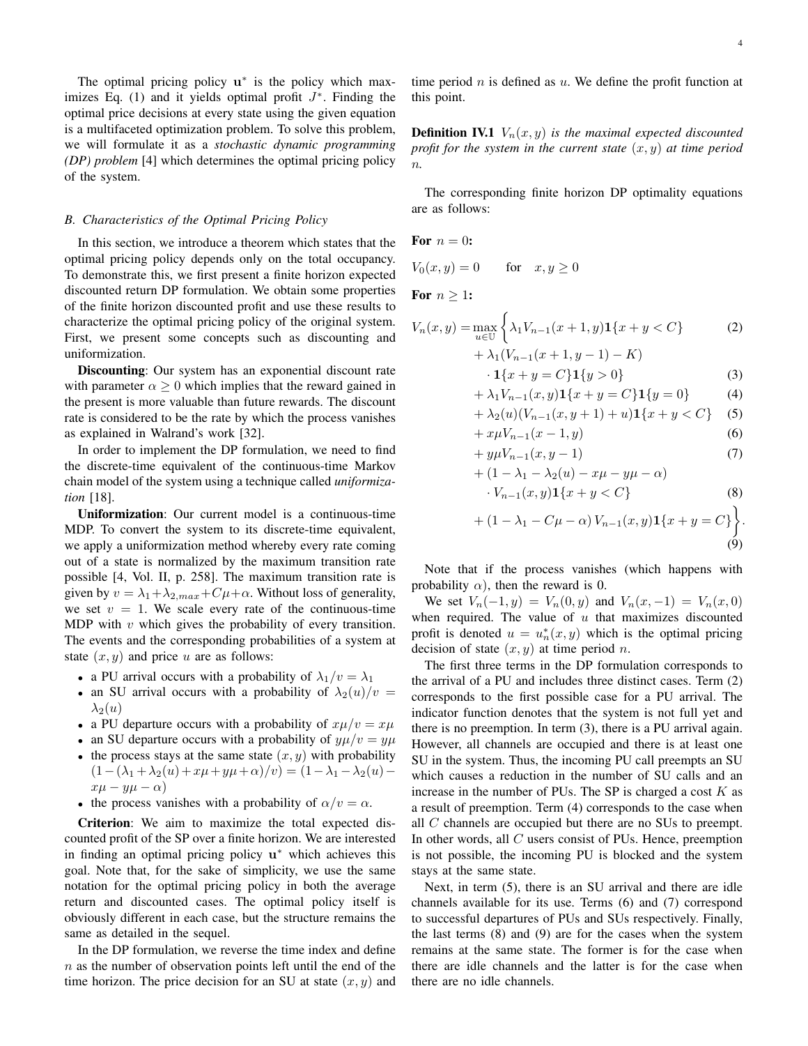The optimal pricing policy $\mathbf{u}^*$ is the policy which maximizes Eq. (1) and it yields optimal profit $J^*$. Finding the optimal price decisions at every state using the given equation is a multifaceted optimization problem. To solve this problem, we will formulate it as a *stochastic dynamic programming (DP) problem* [4] which determines the optimal pricing policy of the system.

### B. Characteristics of the Optimal Pricing Policy

In this section, we introduce a theorem which states that the optimal pricing policy depends only on the total occupancy. To demonstrate this, we first present a finite horizon expected discounted return DP formulation. We obtain some properties of the finite horizon discounted profit and use these results to characterize the optimal pricing policy of the original system. First, we present some concepts such as discounting and uniformization.

**Discounting**: Our system has an exponential discount rate with parameter $\alpha \geq 0$ which implies that the reward gained in the present is more valuable than future rewards. The discount rate is considered to be the rate by which the process vanishes as explained in Walrand's work [32].

In order to implement the DP formulation, we need to find the discrete-time equivalent of the continuous-time Markov chain model of the system using a technique called *uniformization* [18].

**Uniformization**: Our current model is a continuous-time MDP. To convert the system to its discrete-time equivalent, we apply a uniformization method whereby every rate coming out of a state is normalized by the maximum transition rate possible [4, Vol. II, p. 258]. The maximum transition rate is given by $v = \lambda_1 + \lambda_{2,max} + C\mu + \alpha$. Without loss of generality, we set $v = 1$. We scale every rate of the continuous-time MDP with $v$ which gives the probability of every transition. The events and the corresponding probabilities of a system at state $(x, y)$ and price $u$ are as follows:

- a PU arrival occurs with a probability of $\lambda_1/v = \lambda_1$
- an SU arrival occurs with a probability of $\lambda_2(u)/v = \lambda_2(u)$
- a PU departure occurs with a probability of $x\mu/v = x\mu$
- an SU departure occurs with a probability of $y\mu/v = y\mu$
- the process stays at the same state $(x, y)$ with probability $(1 - (\lambda_1 + \lambda_2(u) + x\mu + y\mu + \alpha)/v) = (1 - \lambda_1 - \lambda_2(u) - x\mu - y\mu - \alpha)$
- the process vanishes with a probability of $\alpha/v = \alpha$.

**Criterion**: We aim to maximize the total expected discounted profit of the SP over a finite horizon. We are interested in finding an optimal pricing policy $\mathbf{u}^*$ which achieves this goal. Note that, for the sake of simplicity, we use the same notation for the optimal pricing policy in both the average return and discounted cases. The optimal policy itself is obviously different in each case, but the structure remains the same as detailed in the sequel.

In the DP formulation, we reverse the time index and define $n$ as the number of observation points left until the end of the time horizon. The price decision for an SU at state $(x, y)$ and time period $n$ is defined as $u$. We define the profit function at this point.

**Definition IV.1** *$V_n(x, y)$ is the maximal expected discounted profit for the system in the current state $(x, y)$ at time period $n$.*

The corresponding finite horizon DP optimality equations are as follows:

**For $n = 0$:**

$$V_0(x, y) = 0 \qquad \text{for} \quad x, y \geq 0$$

**For $n \geq 1$:**

$$\begin{aligned}
V_n(x, y) = \max_{u \in \mathbb{U}} \Big\{ & \lambda_1 V_{n-1}(x+1, y) \mathbf{1}\{x + y < C\} && (2)\\
& + \lambda_1 (V_{n-1}(x+1, y-1) - K) \\
& \cdot \mathbf{1}\{x + y = C\} \mathbf{1}\{y > 0\} && (3)\\
& + \lambda_1 V_{n-1}(x, y) \mathbf{1}\{x + y = C\} \mathbf{1}\{y = 0\} && (4)\\
& + \lambda_2(u)(V_{n-1}(x, y+1) + u) \mathbf{1}\{x + y < C\} && (5)\\
& + x\mu V_{n-1}(x-1, y) && (6)\\
& + y\mu V_{n-1}(x, y-1) && (7)\\
& + (1 - \lambda_1 - \lambda_2(u) - x\mu - y\mu - \alpha) \\
& \cdot V_{n-1}(x, y) \mathbf{1}\{x + y < C\} && (8)\\
& + (1 - \lambda_1 - C\mu - \alpha) V_{n-1}(x, y) \mathbf{1}\{x + y = C\} \Big\}. && (9)
\end{aligned}$$

Note that if the process vanishes (which happens with probability $\alpha$), then the reward is 0.

We set $V_n(-1, y) = V_n(0, y)$ and $V_n(x, -1) = V_n(x, 0)$ when required. The value of $u$ that maximizes discounted profit is denoted $u = u_n^*(x, y)$ which is the optimal pricing decision of state $(x, y)$ at time period $n$.

The first three terms in the DP formulation corresponds to the arrival of a PU and includes three distinct cases. Term (2) corresponds to the first possible case for a PU arrival. The indicator function denotes that the system is not full yet and there is no preemption. In term (3), there is a PU arrival again. However, all channels are occupied and there is at least one SU in the system. Thus, the incoming PU call preempts an SU which causes a reduction in the number of SU calls and an increase in the number of PUs. The SP is charged a cost $K$ as a result of preemption. Term (4) corresponds to the case when all $C$ channels are occupied but there are no SUs to preempt. In other words, all $C$ users consist of PUs. Hence, preemption is not possible, the incoming PU is blocked and the system stays at the same state.

Next, in term (5), there is an SU arrival and there are idle channels available for its use. Terms (6) and (7) correspond to successful departures of PUs and SUs respectively. Finally, the last terms (8) and (9) are for the cases when the system remains at the same state. The former is for the case when there are idle channels and the latter is for the case when there are no idle channels.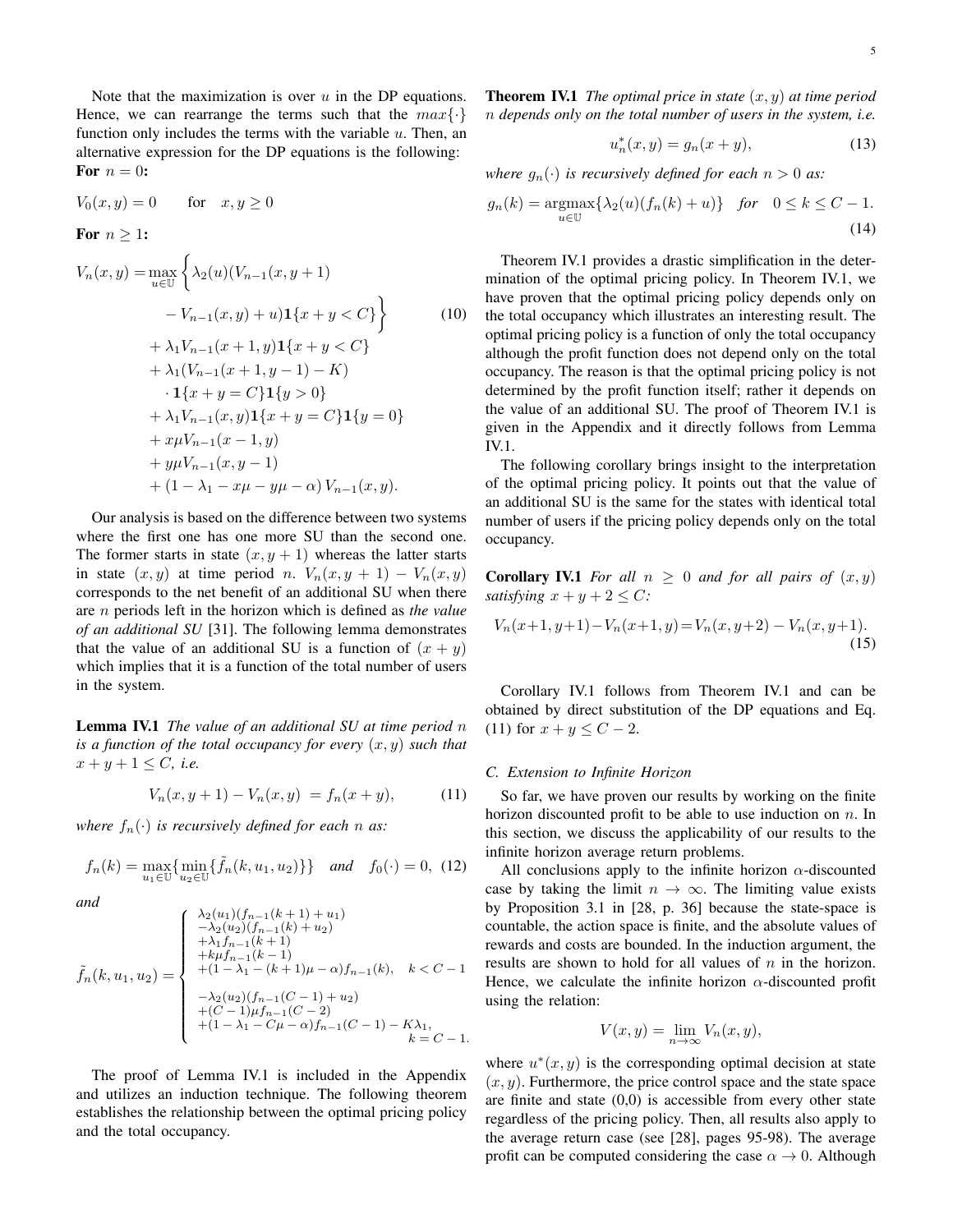Note that the maximization is over $u$ in the DP equations. Hence, we can rearrange the terms such that the $max\{\cdot\}$ function only includes the terms with the variable $u$. Then, an alternative expression for the DP equations is the following:

**For** $n = 0$**:**

$$V_0(x, y) = 0 \qquad \text{for} \quad x, y \geq 0$$

**For** $n \geq 1$**:**

$$\begin{aligned}
V_n(x, y) = \max_{u \in \mathbb{U}} \Big\{ & \lambda_2(u)(V_{n-1}(x, y+1) \\
& - V_{n-1}(x, y) + u)\mathbf{1}\{x + y < C\} \Big\} \\
& + \lambda_1 V_{n-1}(x+1, y)\mathbf{1}\{x + y < C\} \\
& + \lambda_1 (V_{n-1}(x+1, y-1) - K) \\
& \cdot \mathbf{1}\{x + y = C\}\mathbf{1}\{y > 0\} \\
& + \lambda_1 V_{n-1}(x, y)\mathbf{1}\{x + y = C\}\mathbf{1}\{y = 0\} \\
& + x\mu V_{n-1}(x-1, y) \\
& + y\mu V_{n-1}(x, y-1) \\
& + (1 - \lambda_1 - x\mu - y\mu - \alpha) V_{n-1}(x, y).
\end{aligned} \tag{10}$$

Our analysis is based on the difference between two systems where the first one has one more SU than the second one. The former starts in state $(x, y+1)$ whereas the latter starts in state $(x, y)$ at time period $n$. $V_n(x, y+1) - V_n(x, y)$ corresponds to the net benefit of an additional SU when there are $n$ periods left in the horizon which is defined as *the value of an additional SU* [31]. The following lemma demonstrates that the value of an additional SU is a function of $(x + y)$ which implies that it is a function of the total number of users in the system.

**Lemma IV.1** *The value of an additional SU at time period $n$ is a function of the total occupancy for every $(x, y)$ such that $x + y + 1 \leq C$, i.e.*

$$V_n(x, y+1) - V_n(x, y) \; = f_n(x + y), \tag{11}$$

*where $f_n(\cdot)$ is recursively defined for each $n$ as:*

$$f_n(k) = \max_{u_1 \in \mathbb{U}} \{ \min_{u_2 \in \mathbb{U}} \{ \tilde{f}_n(k, u_1, u_2) \} \} \quad \textit{and} \quad f_0(\cdot) = 0, \tag{12}$$

*and*

$$\tilde{f}_n(k, u_1, u_2) = \begin{cases} \lambda_2(u_1)(f_{n-1}(k+1) + u_1) \\ -\lambda_2(u_2)(f_{n-1}(k) + u_2) \\ +\lambda_1 f_{n-1}(k+1) \\ +k\mu f_{n-1}(k-1) \\ +(1 - \lambda_1 - (k+1)\mu - \alpha) f_{n-1}(k), & k < C-1 \\ \\ -\lambda_2(u_2)(f_{n-1}(C-1) + u_2) \\ +(C-1)\mu f_{n-1}(C-2) \\ +(1 - \lambda_1 - C\mu - \alpha) f_{n-1}(C-1) - K\lambda_1, & k = C-1. \end{cases}$$

The proof of Lemma IV.1 is included in the Appendix and utilizes an induction technique. The following theorem establishes the relationship between the optimal pricing policy and the total occupancy.

**Theorem IV.1** *The optimal price in state $(x, y)$ at time period $n$ depends only on the total number of users in the system, i.e.*

$$u_n^*(x, y) = g_n(x + y), \tag{13}$$

*where $g_n(\cdot)$ is recursively defined for each $n > 0$ as:*

$$g_n(k) = \underset{u \in \mathbb{U}}{\operatorname{argmax}} \{ \lambda_2(u)(f_n(k) + u) \} \quad \textit{for} \quad 0 \leq k \leq C-1. \tag{14}$$

Theorem IV.1 provides a drastic simplification in the determination of the optimal pricing policy. In Theorem IV.1, we have proven that the optimal pricing policy depends only on the total occupancy which illustrates an interesting result. The optimal pricing policy is a function of only the total occupancy although the profit function does not depend only on the total occupancy. The reason is that the optimal pricing policy is not determined by the profit function itself; rather it depends on the value of an additional SU. The proof of Theorem IV.1 is given in the Appendix and it directly follows from Lemma IV.1.

The following corollary brings insight to the interpretation of the optimal pricing policy. It points out that the value of an additional SU is the same for the states with identical total number of users if the pricing policy depends only on the total occupancy.

**Corollary IV.1** *For all $n \geq 0$ and for all pairs of $(x, y)$ satisfying $x + y + 2 \leq C$:*

$$V_n(x+1, y+1) - V_n(x+1, y) = V_n(x, y+2) - V_n(x, y+1). \tag{15}$$

Corollary IV.1 follows from Theorem IV.1 and can be obtained by direct substitution of the DP equations and Eq. (11) for $x + y \leq C - 2$.

### C. Extension to Infinite Horizon

So far, we have proven our results by working on the finite horizon discounted profit to be able to use induction on $n$. In this section, we discuss the applicability of our results to the infinite horizon average return problems.

All conclusions apply to the infinite horizon $\alpha$-discounted case by taking the limit $n \to \infty$. The limiting value exists by Proposition 3.1 in [28, p. 36] because the state-space is countable, the action space is finite, and the absolute values of rewards and costs are bounded. In the induction argument, the results are shown to hold for all values of $n$ in the horizon. Hence, we calculate the infinite horizon $\alpha$-discounted profit using the relation:

$$V(x, y) = \lim_{n \to \infty} V_n(x, y),$$

where $u^*(x, y)$ is the corresponding optimal decision at state $(x, y)$. Furthermore, the price control space and the state space are finite and state (0,0) is accessible from every other state regardless of the pricing policy. Then, all results also apply to the average return case (see [28], pages 95-98). The average profit can be computed considering the case $\alpha \to 0$. Although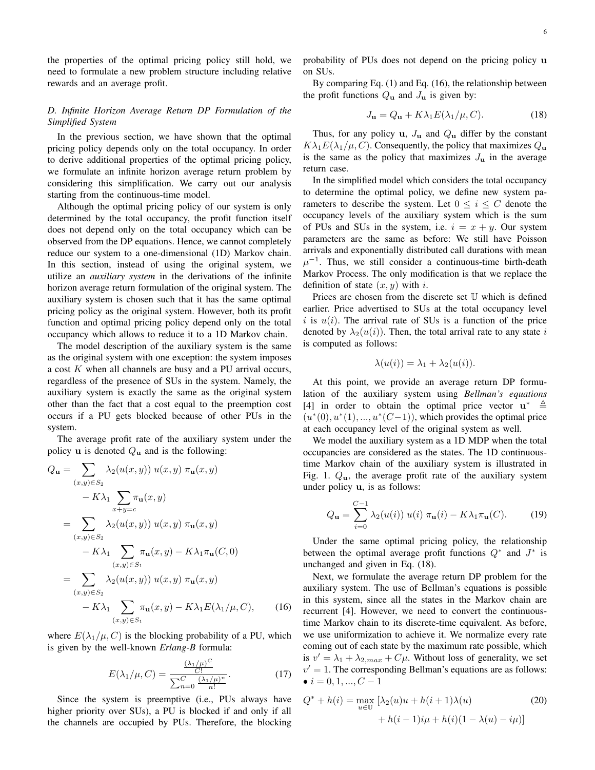the properties of the optimal pricing policy still hold, we need to formulate a new problem structure including relative rewards and an average profit.

### D. Infinite Horizon Average Return DP Formulation of the Simplified System

In the previous section, we have shown that the optimal pricing policy depends only on the total occupancy. In order to derive additional properties of the optimal pricing policy, we formulate an infinite horizon average return problem by considering this simplification. We carry out our analysis starting from the continuous-time model.

Although the optimal pricing policy of our system is only determined by the total occupancy, the profit function itself does not depend only on the total occupancy which can be observed from the DP equations. Hence, we cannot completely reduce our system to a one-dimensional (1D) Markov chain. In this section, instead of using the original system, we utilize an *auxiliary system* in the derivations of the infinite horizon average return formulation of the original system. The auxiliary system is chosen such that it has the same optimal pricing policy as the original system. However, both its profit function and optimal pricing policy depend only on the total occupancy which allows to reduce it to a 1D Markov chain.

The model description of the auxiliary system is the same as the original system with one exception: the system imposes a cost $K$ when all channels are busy and a PU arrival occurs, regardless of the presence of SUs in the system. Namely, the auxiliary system is exactly the same as the original system other than the fact that a cost equal to the preemption cost occurs if a PU gets blocked because of other PUs in the system.

The average profit rate of the auxiliary system under the policy $\mathbf{u}$ is denoted $Q_{\mathbf{u}}$ and is the following:

$$
\begin{aligned}
Q_{\mathbf{u}} &= \sum_{(x,y)\in S_2} \lambda_2(u(x,y))\, u(x,y)\, \pi_{\mathbf{u}}(x,y) \\
&\quad - K\lambda_1 \sum_{x+y=c} \pi_{\mathbf{u}}(x,y) \\
&= \sum_{(x,y)\in S_2} \lambda_2(u(x,y))\, u(x,y)\, \pi_{\mathbf{u}}(x,y) \\
&\quad - K\lambda_1 \sum_{(x,y)\in S_1} \pi_{\mathbf{u}}(x,y) - K\lambda_1 \pi_{\mathbf{u}}(C,0) \\
&= \sum_{(x,y)\in S_2} \lambda_2(u(x,y))\, u(x,y)\, \pi_{\mathbf{u}}(x,y) \\
&\quad - K\lambda_1 \sum_{(x,y)\in S_1} \pi_{\mathbf{u}}(x,y) - K\lambda_1 E(\lambda_1/\mu, C), \qquad (16)
\end{aligned}
$$

where $E(\lambda_1/\mu, C)$ is the blocking probability of a PU, which is given by the well-known *Erlang-B* formula:

$$
E(\lambda_1/\mu, C) = \frac{\frac{(\lambda_1/\mu)^C}{C!}}{\sum_{n=0}^{C} \frac{(\lambda_1/\mu)^n}{n!}}. \qquad (17)
$$

Since the system is preemptive (i.e., PUs always have higher priority over SUs), a PU is blocked if and only if all the channels are occupied by PUs. Therefore, the blocking probability of PUs does not depend on the pricing policy $\mathbf{u}$ on SUs.

By comparing Eq. (1) and Eq. (16), the relationship between the profit functions $Q_{\mathbf{u}}$ and $J_{\mathbf{u}}$ is given by:

$$
J_{\mathbf{u}} = Q_{\mathbf{u}} + K\lambda_1 E(\lambda_1/\mu, C). \qquad (18)
$$

Thus, for any policy $\mathbf{u}$, $J_{\mathbf{u}}$ and $Q_{\mathbf{u}}$ differ by the constant $K\lambda_1 E(\lambda_1/\mu, C)$. Consequently, the policy that maximizes $Q_{\mathbf{u}}$ is the same as the policy that maximizes $J_{\mathbf{u}}$ in the average return case.

In the simplified model which considers the total occupancy to determine the optimal policy, we define new system parameters to describe the system. Let $0 \le i \le C$ denote the occupancy levels of the auxiliary system which is the sum of PUs and SUs in the system, i.e. $i = x + y$. Our system parameters are the same as before: We still have Poisson arrivals and exponentially distributed call durations with mean $\mu^{-1}$. Thus, we still consider a continuous-time birth-death Markov Process. The only modification is that we replace the definition of state $(x, y)$ with $i$.

Prices are chosen from the discrete set $\mathbb{U}$ which is defined earlier. Price advertised to SUs at the total occupancy level $i$ is $u(i)$. The arrival rate of SUs is a function of the price denoted by $\lambda_2(u(i))$. Then, the total arrival rate to any state $i$ is computed as follows:

$$
\lambda(u(i)) = \lambda_1 + \lambda_2(u(i)).
$$

At this point, we provide an average return DP formulation of the auxiliary system using *Bellman's equations* [4] in order to obtain the optimal price vector $\mathbf{u}^* \triangleq (u^*(0), u^*(1), ..., u^*(C-1))$, which provides the optimal price at each occupancy level of the original system as well.

We model the auxiliary system as a 1D MDP when the total occupancies are considered as the states. The 1D continuous-time Markov chain of the auxiliary system is illustrated in Fig. 1. $Q_{\mathbf{u}}$, the average profit rate of the auxiliary system under policy $\mathbf{u}$, is as follows:

$$
Q_{\mathbf{u}} = \sum_{i=0}^{C-1} \lambda_2(u(i))\, u(i)\, \pi_{\mathbf{u}}(i) - K\lambda_1 \pi_{\mathbf{u}}(C). \qquad (19)
$$

Under the same optimal pricing policy, the relationship between the optimal average profit functions $Q^*$ and $J^*$ is unchanged and given in Eq. (18).

Next, we formulate the average return DP problem for the auxiliary system. The use of Bellman's equations is possible in this system, since all the states in the Markov chain are recurrent [4]. However, we need to convert the continuous-time Markov chain to its discrete-time equivalent. As before, we use uniformization to achieve it. We normalize every rate coming out of each state by the maximum rate possible, which is $v' = \lambda_1 + \lambda_{2,max} + C\mu$. Without loss of generality, we set $v' = 1$. The corresponding Bellman's equations are as follows:

- $i = 0, 1, ..., C-1$

$$
\begin{aligned}
Q^* + h(i) = \max_{u\in\mathbb{U}} \, [&\lambda_2(u)u + h(i+1)\lambda(u) \qquad (20) \\
&+ h(i-1)i\mu + h(i)(1 - \lambda(u) - i\mu)]
\end{aligned}
$$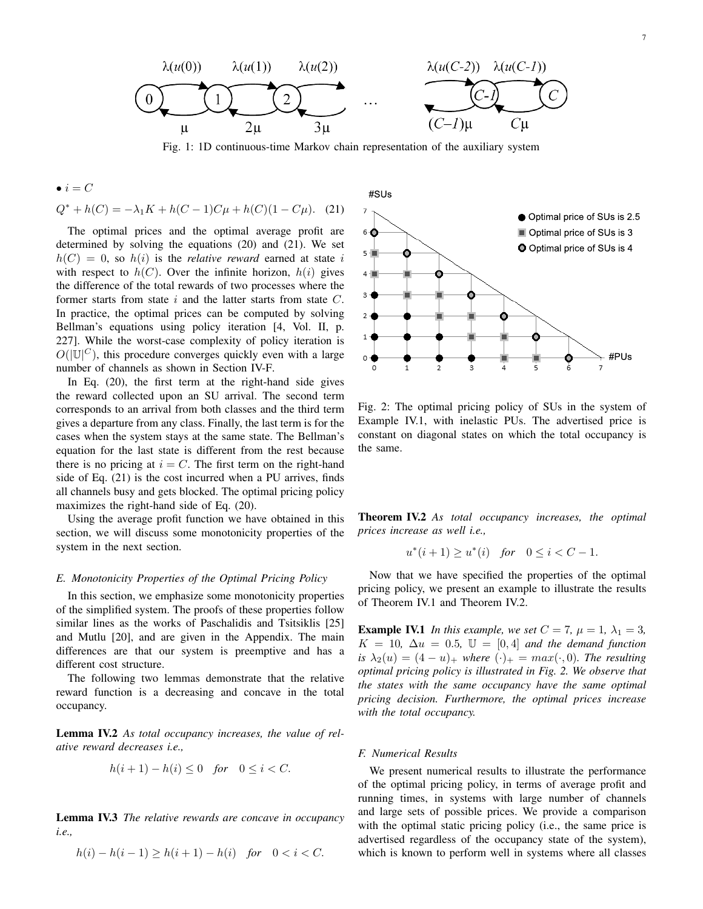Fig. 1: 1D continuous-time Markov chain representation of the auxiliary system

• $i = C$

$$Q^* + h(C) = -\lambda_1 K + h(C-1)C\mu + h(C)(1 - C\mu). \quad (21)$$

The optimal prices and the optimal average profit are determined by solving the equations (20) and (21). We set $h(C) = 0$, so $h(i)$ is the *relative reward* earned at state $i$ with respect to $h(C)$. Over the infinite horizon, $h(i)$ gives the difference of the total rewards of two processes where the former starts from state $i$ and the latter starts from state $C$. In practice, the optimal prices can be computed by solving Bellman's equations using policy iteration [4, Vol. II, p. 227]. While the worst-case complexity of policy iteration is $O(|\mathbb{U}|^C)$, this procedure converges quickly even with a large number of channels as shown in Section IV-F.

In Eq. (20), the first term at the right-hand side gives the reward collected upon an SU arrival. The second term corresponds to an arrival from both classes and the third term gives a departure from any class. Finally, the last term is for the cases when the system stays at the same state. The Bellman's equation for the last state is different from the rest because there is no pricing at $i = C$. The first term on the right-hand side of Eq. (21) is the cost incurred when a PU arrives, finds all channels busy and gets blocked. The optimal pricing policy maximizes the right-hand side of Eq. (20).

Using the average profit function we have obtained in this section, we will discuss some monotonicity properties of the system in the next section.

### E. Monotonicity Properties of the Optimal Pricing Policy

In this section, we emphasize some monotonicity properties of the simplified system. The proofs of these properties follow similar lines as the works of Paschalidis and Tsitsiklis [25] and Mutlu [20], and are given in the Appendix. The main differences are that our system is preemptive and has a different cost structure.

The following two lemmas demonstrate that the relative reward function is a decreasing and concave in the total occupancy.

**Lemma IV.2** *As total occupancy increases, the value of relative reward decreases i.e.,*

$$h(i+1) - h(i) \leq 0 \quad \textit{for} \quad 0 \leq i < C.$$

**Lemma IV.3** *The relative rewards are concave in occupancy i.e.,*

$$h(i) - h(i-1) \geq h(i+1) - h(i) \quad \textit{for} \quad 0 < i < C.$$

Fig. 2: The optimal pricing policy of SUs in the system of Example IV.1, with inelastic PUs. The advertised price is constant on diagonal states on which the total occupancy is the same.

**Theorem IV.2** *As total occupancy increases, the optimal prices increase as well i.e.,*

$$u^*(i+1) \geq u^*(i) \quad \textit{for} \quad 0 \leq i < C-1.$$

Now that we have specified the properties of the optimal pricing policy, we present an example to illustrate the results of Theorem IV.1 and Theorem IV.2.

**Example IV.1** *In this example, we set $C = 7$, $\mu = 1$, $\lambda_1 = 3$, $K = 10$, $\Delta u = 0.5$, $\mathbb{U} = [0, 4]$ and the demand function is $\lambda_2(u) = (4 - u)_+$ where $(\cdot)_+ = max(\cdot, 0)$. The resulting optimal pricing policy is illustrated in Fig. 2. We observe that the states with the same occupancy have the same optimal pricing decision. Furthermore, the optimal prices increase with the total occupancy.*

### F. Numerical Results

We present numerical results to illustrate the performance of the optimal pricing policy, in terms of average profit and running times, in systems with large number of channels and large sets of possible prices. We provide a comparison with the optimal static pricing policy (i.e., the same price is advertised regardless of the occupancy state of the system), which is known to perform well in systems where all classes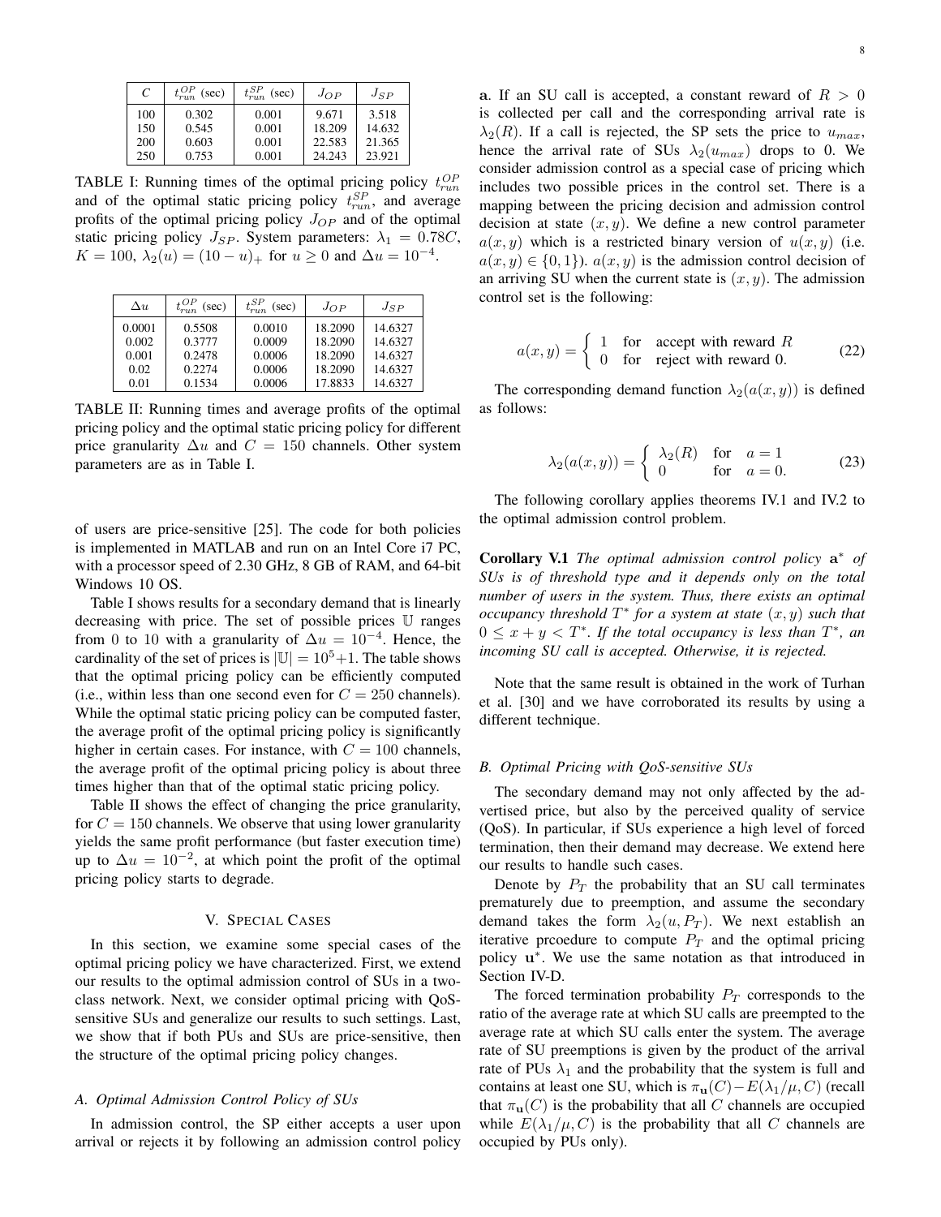| $C$ | $t_{run}^{OP}$ (sec) | $t_{run}^{SP}$ (sec) | $J_{OP}$ | $J_{SP}$ |
|---|---|---|---|---|
| 100 | 0.302 | 0.001 | 9.671 | 3.518 |
| 150 | 0.545 | 0.001 | 18.209 | 14.632 |
| 200 | 0.603 | 0.001 | 22.583 | 21.365 |
| 250 | 0.753 | 0.001 | 24.243 | 23.921 |

TABLE I: Running times of the optimal pricing policy $t_{run}^{OP}$ and of the optimal static pricing policy $t_{run}^{SP}$, and average profits of the optimal pricing policy $J_{OP}$ and of the optimal static pricing policy $J_{SP}$. System parameters: $\lambda_1 = 0.78C$, $K = 100$, $\lambda_2(u) = (10 - u)_+$ for $u \geq 0$ and $\Delta u = 10^{-4}$.

| $\Delta u$ | $t_{run}^{OP}$ (sec) | $t_{run}^{SP}$ (sec) | $J_{OP}$ | $J_{SP}$ |
|---|---|---|---|---|
| 0.0001 | 0.5508 | 0.0010 | 18.2090 | 14.6327 |
| 0.002 | 0.3777 | 0.0009 | 18.2090 | 14.6327 |
| 0.001 | 0.2478 | 0.0006 | 18.2090 | 14.6327 |
| 0.02 | 0.2274 | 0.0006 | 18.2090 | 14.6327 |
| 0.01 | 0.1534 | 0.0006 | 17.8833 | 14.6327 |

TABLE II: Running times and average profits of the optimal pricing policy and the optimal static pricing policy for different price granularity $\Delta u$ and $C = 150$ channels. Other system parameters are as in Table I.

of users are price-sensitive [25]. The code for both policies is implemented in MATLAB and run on an Intel Core i7 PC, with a processor speed of 2.30 GHz, 8 GB of RAM, and 64-bit Windows 10 OS.

Table I shows results for a secondary demand that is linearly decreasing with price. The set of possible prices $\mathbb{U}$ ranges from 0 to 10 with a granularity of $\Delta u = 10^{-4}$. Hence, the cardinality of the set of prices is $|\mathbb{U}| = 10^5+1$. The table shows that the optimal pricing policy can be efficiently computed (i.e., within less than one second even for $C = 250$ channels). While the optimal static pricing policy can be computed faster, the average profit of the optimal pricing policy is significantly higher in certain cases. For instance, with $C = 100$ channels, the average profit of the optimal pricing policy is about three times higher than that of the optimal static pricing policy.

Table II shows the effect of changing the price granularity, for $C = 150$ channels. We observe that using lower granularity yields the same profit performance (but faster execution time) up to $\Delta u = 10^{-2}$, at which point the profit of the optimal pricing policy starts to degrade.

## V. Special Cases

In this section, we examine some special cases of the optimal pricing policy we have characterized. First, we extend our results to the optimal admission control of SUs in a two-class network. Next, we consider optimal pricing with QoS-sensitive SUs and generalize our results to such settings. Last, we show that if both PUs and SUs are price-sensitive, then the structure of the optimal pricing policy changes.

### A. Optimal Admission Control Policy of SUs

In admission control, the SP either accepts a user upon arrival or rejects it by following an admission control policy $\mathbf{a}$. If an SU call is accepted, a constant reward of $R > 0$ is collected per call and the corresponding arrival rate is $\lambda_2(R)$. If a call is rejected, the SP sets the price to $u_{max}$, hence the arrival rate of SUs $\lambda_2(u_{max})$ drops to 0. We consider admission control as a special case of pricing which includes two possible prices in the control set. There is a mapping between the pricing decision and admission control decision at state $(x, y)$. We define a new control parameter $a(x, y)$ which is a restricted binary version of $u(x, y)$ (i.e. $a(x, y) \in \{0, 1\}$). $a(x, y)$ is the admission control decision of an arriving SU when the current state is $(x, y)$. The admission control set is the following:

$$a(x,y) = \begin{cases} 1 & \text{for} \quad \text{accept with reward } R \\ 0 & \text{for} \quad \text{reject with reward 0.} \end{cases} \tag{22}$$

The corresponding demand function $\lambda_2(a(x, y))$ is defined as follows:

$$\lambda_2(a(x,y)) = \begin{cases} \lambda_2(R) & \text{for} \quad a = 1 \\ 0 & \text{for} \quad a = 0. \end{cases} \tag{23}$$

The following corollary applies theorems IV.1 and IV.2 to the optimal admission control problem.

**Corollary V.1** *The optimal admission control policy $\mathbf{a}^*$ of SUs is of threshold type and it depends only on the total number of users in the system. Thus, there exists an optimal occupancy threshold $T^*$ for a system at state $(x, y)$ such that $0 \leq x + y < T^*$. If the total occupancy is less than $T^*$, an incoming SU call is accepted. Otherwise, it is rejected.*

Note that the same result is obtained in the work of Turhan et al. [30] and we have corroborated its results by using a different technique.

### B. Optimal Pricing with QoS-sensitive SUs

The secondary demand may not only affected by the advertised price, but also by the perceived quality of service (QoS). In particular, if SUs experience a high level of forced termination, then their demand may decrease. We extend here our results to handle such cases.

Denote by $P_T$ the probability that an SU call terminates prematurely due to preemption, and assume the secondary demand takes the form $\lambda_2(u, P_T)$. We next establish an iterative prcoedure to compute $P_T$ and the optimal pricing policy $\mathbf{u}^*$. We use the same notation as that introduced in Section IV-D.

The forced termination probability $P_T$ corresponds to the ratio of the average rate at which SU calls are preempted to the average rate at which SU calls enter the system. The average rate of SU preemptions is given by the product of the arrival rate of PUs $\lambda_1$ and the probability that the system is full and contains at least one SU, which is $\pi_{\mathbf{u}}(C) - E(\lambda_1/\mu, C)$ (recall that $\pi_{\mathbf{u}}(C)$ is the probability that all $C$ channels are occupied while $E(\lambda_1/\mu, C)$ is the probability that all $C$ channels are occupied by PUs only).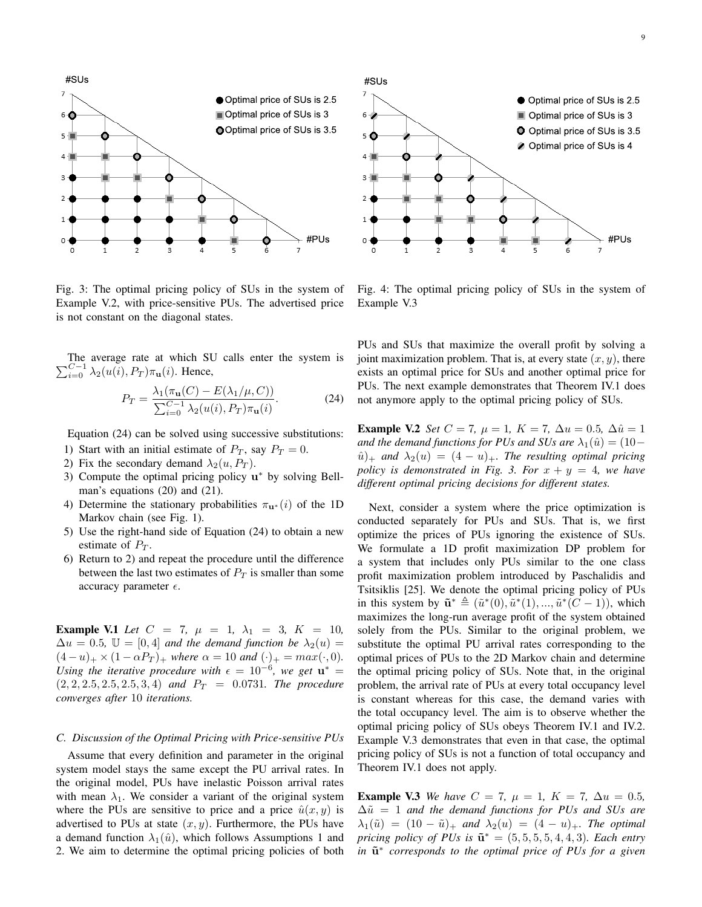Fig. 3: The optimal pricing policy of SUs in the system of Example V.2, with price-sensitive PUs. The advertised price is not constant on the diagonal states.

Fig. 4: The optimal pricing policy of SUs in the system of Example V.3

The average rate at which SU calls enter the system is $\sum_{i=0}^{C-1} \lambda_2(u(i), P_T)\pi_{\mathbf{u}}(i)$. Hence,

$$P_T = \frac{\lambda_1(\pi_{\mathbf{u}}(C) - E(\lambda_1/\mu, C))}{\sum_{i=0}^{C-1} \lambda_2(u(i), P_T)\pi_{\mathbf{u}}(i)}. \tag{24}$$

Equation (24) can be solved using successive substitutions:

1) Start with an initial estimate of $P_T$, say $P_T = 0$.
2) Fix the secondary demand $\lambda_2(u, P_T)$.
3) Compute the optimal pricing policy $\mathbf{u}^*$ by solving Bellman's equations (20) and (21).
4) Determine the stationary probabilities $\pi_{\mathbf{u}^*}(i)$ of the 1D Markov chain (see Fig. 1).
5) Use the right-hand side of Equation (24) to obtain a new estimate of $P_T$.
6) Return to 2) and repeat the procedure until the difference between the last two estimates of $P_T$ is smaller than some accuracy parameter $\epsilon$.

**Example V.1** *Let $C = 7$, $\mu = 1$, $\lambda_1 = 3$, $K = 10$, $\Delta u = 0.5$, $\mathbb{U} = [0, 4]$ and the demand function be $\lambda_2(u) = (4 - u)_+ \times (1 - \alpha P_T)_+$ where $\alpha = 10$ and $(\cdot)_+ = max(\cdot, 0)$. Using the iterative procedure with $\epsilon = 10^{-6}$, we get $\mathbf{u}^* = (2, 2, 2.5, 2.5, 2.5, 3, 4)$ and $P_T = 0.0731$. The procedure converges after 10 iterations.*

### C. Discussion of the Optimal Pricing with Price-sensitive PUs

Assume that every definition and parameter in the original system model stays the same except the PU arrival rates. In the original model, PUs have inelastic Poisson arrival rates with mean $\lambda_1$. We consider a variant of the original system where the PUs are sensitive to price and a price $\hat{u}(x, y)$ is advertised to PUs at state $(x, y)$. Furthermore, the PUs have a demand function $\lambda_1(\hat{u})$, which follows Assumptions 1 and 2. We aim to determine the optimal pricing policies of both PUs and SUs that maximize the overall profit by solving a joint maximization problem. That is, at every state $(x, y)$, there exists an optimal price for SUs and another optimal price for PUs. The next example demonstrates that Theorem IV.1 does not anymore apply to the optimal pricing policy of SUs.

**Example V.2** *Set $C = 7$, $\mu = 1$, $K = 7$, $\Delta u = 0.5$, $\Delta \hat{u} = 1$ and the demand functions for PUs and SUs are $\lambda_1(\hat{u}) = (10 - \hat{u})_+$ and $\lambda_2(u) = (4 - u)_+$. The resulting optimal pricing policy is demonstrated in Fig. 3. For $x + y = 4$, we have different optimal pricing decisions for different states.*

Next, consider a system where the price optimization is conducted separately for PUs and SUs. That is, we first optimize the prices of PUs ignoring the existence of SUs. We formulate a 1D profit maximization DP problem for a system that includes only PUs similar to the one class profit maximization problem introduced by Paschalidis and Tsitsiklis [25]. We denote the optimal pricing policy of PUs in this system by $\tilde{\mathbf{u}}^* \triangleq (\tilde{u}^*(0), \tilde{u}^*(1), ..., \tilde{u}^*(C-1))$, which maximizes the long-run average profit of the system obtained solely from the PUs. Similar to the original problem, we substitute the optimal PU arrival rates corresponding to the optimal prices of PUs to the 2D Markov chain and determine the optimal pricing policy of SUs. Note that, in the original problem, the arrival rate of PUs at every total occupancy level is constant whereas for this case, the demand varies with the total occupancy level. The aim is to observe whether the optimal pricing policy of SUs obeys Theorem IV.1 and IV.2. Example V.3 demonstrates that even in that case, the optimal pricing policy of SUs is not a function of total occupancy and Theorem IV.1 does not apply.

**Example V.3** *We have $C = 7$, $\mu = 1$, $K = 7$, $\Delta u = 0.5$, $\Delta \tilde{u} = 1$ and the demand functions for PUs and SUs are $\lambda_1(\tilde{u}) = (10 - \tilde{u})_+$ and $\lambda_2(u) = (4 - u)_+$. The optimal pricing policy of PUs is $\tilde{\mathbf{u}}^* = (5, 5, 5, 5, 4, 4, 3)$. Each entry in $\tilde{\mathbf{u}}^*$ corresponds to the optimal price of PUs for a given*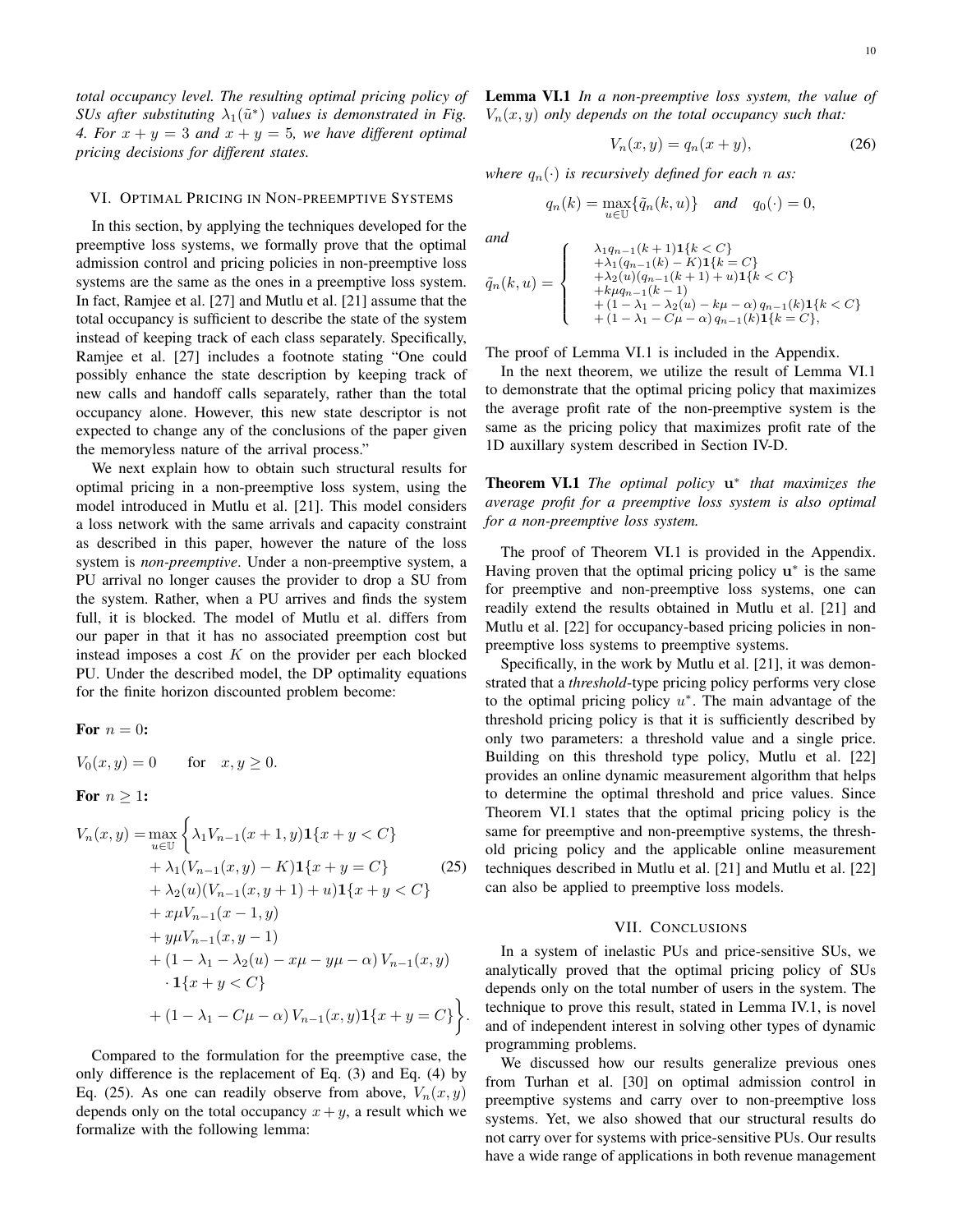*total occupancy level. The resulting optimal pricing policy of SUs after substituting $\lambda_1(\tilde{u}^*)$ values is demonstrated in Fig. 4. For $x+y=3$ and $x+y=5$, we have different optimal pricing decisions for different states.*

## VI. Optimal Pricing in Non-preemptive Systems

In this section, by applying the techniques developed for the preemptive loss systems, we formally prove that the optimal admission control and pricing policies in non-preemptive loss systems are the same as the ones in a preemptive loss system. In fact, Ramjee et al. [27] and Mutlu et al. [21] assume that the total occupancy is sufficient to describe the state of the system instead of keeping track of each class separately. Specifically, Ramjee et al. [27] includes a footnote stating "One could possibly enhance the state description by keeping track of new calls and handoff calls separately, rather than the total occupancy alone. However, this new state descriptor is not expected to change any of the conclusions of the paper given the memoryless nature of the arrival process."

We next explain how to obtain such structural results for optimal pricing in a non-preemptive loss system, using the model introduced in Mutlu et al. [21]. This model considers a loss network with the same arrivals and capacity constraint as described in this paper, however the nature of the loss system is *non-preemptive*. Under a non-preemptive system, a PU arrival no longer causes the provider to drop a SU from the system. Rather, when a PU arrives and finds the system full, it is blocked. The model of Mutlu et al. differs from our paper in that it has no associated preemption cost but instead imposes a cost $K$ on the provider per each blocked PU. Under the described model, the DP optimality equations for the finite horizon discounted problem become:

**For $n=0$:**

$V_0(x,y)=0 \qquad \text{for} \quad x,y\geq 0.$

**For $n\geq 1$:**

$$
\begin{aligned}
V_n(x,y) = \max_{u\in\mathbb{U}} \Big\{ & \lambda_1 V_{n-1}(x+1,y)\mathbf{1}\{x+y<C\} \\
& + \lambda_1 (V_{n-1}(x,y)-K)\mathbf{1}\{x+y=C\} \\
& + \lambda_2(u)(V_{n-1}(x,y+1)+u)\mathbf{1}\{x+y<C\} \\
& + x\mu V_{n-1}(x-1,y) \\
& + y\mu V_{n-1}(x,y-1) \\
& + (1-\lambda_1-\lambda_2(u)-x\mu-y\mu-\alpha)\, V_{n-1}(x,y) \\
& \cdot \mathbf{1}\{x+y<C\} \\
& + (1-\lambda_1-C\mu-\alpha)\, V_{n-1}(x,y)\mathbf{1}\{x+y=C\} \Big\}.
\end{aligned} \tag{25}
$$

Compared to the formulation for the preemptive case, the only difference is the replacement of Eq. (3) and Eq. (4) by Eq. (25). As one can readily observe from above, $V_n(x,y)$ depends only on the total occupancy $x+y$, a result which we formalize with the following lemma:

**Lemma VI.1** *In a non-preemptive loss system, the value of $V_n(x,y)$ only depends on the total occupancy such that:*

$$V_n(x,y)=q_n(x+y), \tag{26}$$

*where $q_n(\cdot)$ is recursively defined for each $n$ as:*

$$q_n(k)=\max_{u\in\mathbb{U}}\{\tilde{q}_n(k,u)\} \quad \textit{and} \quad q_0(\cdot)=0,$$

*and*

$$
\tilde{q}_n(k,u)=\left\{
\begin{array}{l}
\lambda_1 q_{n-1}(k+1)\mathbf{1}\{k<C\} \\
+\lambda_1(q_{n-1}(k)-K)\mathbf{1}\{k=C\} \\
+\lambda_2(u)(q_{n-1}(k+1)+u)\mathbf{1}\{k<C\} \\
+k\mu q_{n-1}(k-1) \\
+(1-\lambda_1-\lambda_2(u)-k\mu-\alpha)\, q_{n-1}(k)\mathbf{1}\{k<C\} \\
+(1-\lambda_1-C\mu-\alpha)\, q_{n-1}(k)\mathbf{1}\{k=C\},
\end{array}
\right.
$$

The proof of Lemma VI.1 is included in the Appendix.

In the next theorem, we utilize the result of Lemma VI.1 to demonstrate that the optimal pricing policy that maximizes the average profit rate of the non-preemptive system is the same as the pricing policy that maximizes profit rate of the 1D auxillary system described in Section IV-D.

**Theorem VI.1** *The optimal policy $\mathbf{u}^*$ that maximizes the average profit for a preemptive loss system is also optimal for a non-preemptive loss system.*

The proof of Theorem VI.1 is provided in the Appendix. Having proven that the optimal pricing policy $\mathbf{u}^*$ is the same for preemptive and non-preemptive loss systems, one can readily extend the results obtained in Mutlu et al. [21] and Mutlu et al. [22] for occupancy-based pricing policies in non-preemptive loss systems to preemptive systems.

Specifically, in the work by Mutlu et al. [21], it was demonstrated that a *threshold*-type pricing policy performs very close to the optimal pricing policy $u^*$. The main advantage of the threshold pricing policy is that it is sufficiently described by only two parameters: a threshold value and a single price. Building on this threshold type policy, Mutlu et al. [22] provides an online dynamic measurement algorithm that helps to determine the optimal threshold and price values. Since Theorem VI.1 states that the optimal pricing policy is the same for preemptive and non-preemptive systems, the threshold pricing policy and the applicable online measurement techniques described in Mutlu et al. [21] and Mutlu et al. [22] can also be applied to preemptive loss models.

## VII. Conclusions

In a system of inelastic PUs and price-sensitive SUs, we analytically proved that the optimal pricing policy of SUs depends only on the total number of users in the system. The technique to prove this result, stated in Lemma IV.1, is novel and of independent interest in solving other types of dynamic programming problems.

We discussed how our results generalize previous ones from Turhan et al. [30] on optimal admission control in preemptive systems and carry over to non-preemptive loss systems. Yet, we also showed that our structural results do not carry over for systems with price-sensitive PUs. Our results have a wide range of applications in both revenue management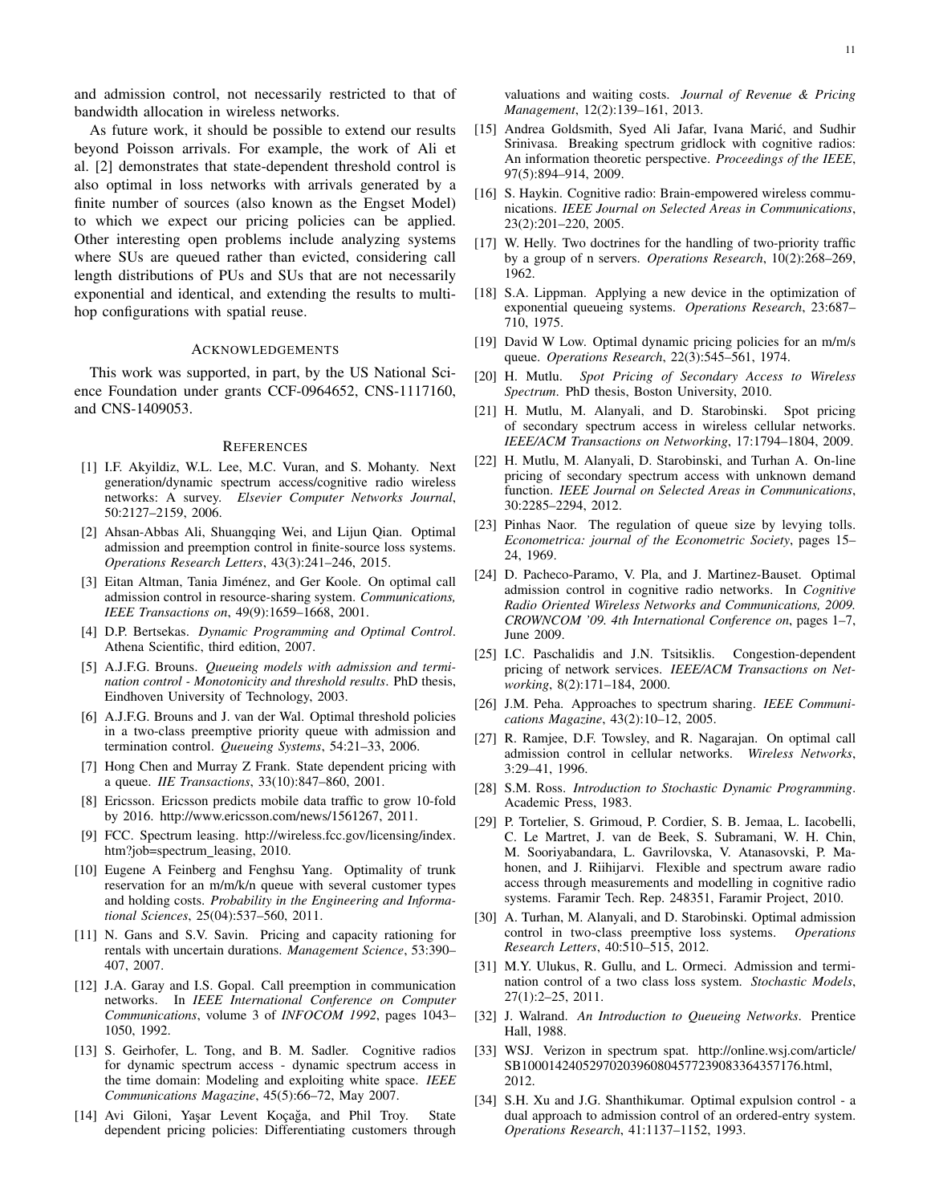and admission control, not necessarily restricted to that of bandwidth allocation in wireless networks.

As future work, it should be possible to extend our results beyond Poisson arrivals. For example, the work of Ali et al. [2] demonstrates that state-dependent threshold control is also optimal in loss networks with arrivals generated by a finite number of sources (also known as the Engset Model) to which we expect our pricing policies can be applied. Other interesting open problems include analyzing systems where SUs are queued rather than evicted, considering call length distributions of PUs and SUs that are not necessarily exponential and identical, and extending the results to multi-hop configurations with spatial reuse.

## Acknowledgements

This work was supported, in part, by the US National Science Foundation under grants CCF-0964652, CNS-1117160, and CNS-1409053.

## References

[1] I.F. Akyildiz, W.L. Lee, M.C. Vuran, and S. Mohanty. Next generation/dynamic spectrum access/cognitive radio wireless networks: A survey. *Elsevier Computer Networks Journal*, 50:2127–2159, 2006.

[2] Ahsan-Abbas Ali, Shuangqing Wei, and Lijun Qian. Optimal admission and preemption control in finite-source loss systems. *Operations Research Letters*, 43(3):241–246, 2015.

[3] Eitan Altman, Tania Jiménez, and Ger Koole. On optimal call admission control in resource-sharing system. *Communications, IEEE Transactions on*, 49(9):1659–1668, 2001.

[4] D.P. Bertsekas. *Dynamic Programming and Optimal Control*. Athena Scientific, third edition, 2007.

[5] A.J.F.G. Brouns. *Queueing models with admission and termination control - Monotonicity and threshold results*. PhD thesis, Eindhoven University of Technology, 2003.

[6] A.J.F.G. Brouns and J. van der Wal. Optimal threshold policies in a two-class preemptive priority queue with admission and termination control. *Queueing Systems*, 54:21–33, 2006.

[7] Hong Chen and Murray Z Frank. State dependent pricing with a queue. *IIE Transactions*, 33(10):847–860, 2001.

[8] Ericsson. Ericsson predicts mobile data traffic to grow 10-fold by 2016. http://www.ericsson.com/news/1561267, 2011.

[9] FCC. Spectrum leasing. http://wireless.fcc.gov/licensing/index.htm?job=spectrum_leasing, 2010.

[10] Eugene A Feinberg and Fenghsu Yang. Optimality of trunk reservation for an m/m/k/n queue with several customer types and holding costs. *Probability in the Engineering and Informational Sciences*, 25(04):537–560, 2011.

[11] N. Gans and S.V. Savin. Pricing and capacity rationing for rentals with uncertain durations. *Management Science*, 53:390–407, 2007.

[12] J.A. Garay and I.S. Gopal. Call preemption in communication networks. In *IEEE International Conference on Computer Communications*, volume 3 of *INFOCOM 1992*, pages 1043–1050, 1992.

[13] S. Geirhofer, L. Tong, and B. M. Sadler. Cognitive radios for dynamic spectrum access - dynamic spectrum access in the time domain: Modeling and exploiting white space. *IEEE Communications Magazine*, 45(5):66–72, May 2007.

[14] Avi Giloni, Yaşar Levent Koçağa, and Phil Troy. State dependent pricing policies: Differentiating customers through valuations and waiting costs. *Journal of Revenue & Pricing Management*, 12(2):139–161, 2013.

[15] Andrea Goldsmith, Syed Ali Jafar, Ivana Marić, and Sudhir Srinivasa. Breaking spectrum gridlock with cognitive radios: An information theoretic perspective. *Proceedings of the IEEE*, 97(5):894–914, 2009.

[16] S. Haykin. Cognitive radio: Brain-empowered wireless communications. *IEEE Journal on Selected Areas in Communications*, 23(2):201–220, 2005.

[17] W. Helly. Two doctrines for the handling of two-priority traffic by a group of n servers. *Operations Research*, 10(2):268–269, 1962.

[18] S.A. Lippman. Applying a new device in the optimization of exponential queueing systems. *Operations Research*, 23:687–710, 1975.

[19] David W Low. Optimal dynamic pricing policies for an m/m/s queue. *Operations Research*, 22(3):545–561, 1974.

[20] H. Mutlu. *Spot Pricing of Secondary Access to Wireless Spectrum*. PhD thesis, Boston University, 2010.

[21] H. Mutlu, M. Alanyali, and D. Starobinski. Spot pricing of secondary spectrum access in wireless cellular networks. *IEEE/ACM Transactions on Networking*, 17:1794–1804, 2009.

[22] H. Mutlu, M. Alanyali, D. Starobinski, and Turhan A. On-line pricing of secondary spectrum access with unknown demand function. *IEEE Journal on Selected Areas in Communications*, 30:2285–2294, 2012.

[23] Pinhas Naor. The regulation of queue size by levying tolls. *Econometrica: journal of the Econometric Society*, pages 15–24, 1969.

[24] D. Pacheco-Paramo, V. Pla, and J. Martinez-Bauset. Optimal admission control in cognitive radio networks. In *Cognitive Radio Oriented Wireless Networks and Communications, 2009. CROWNCOM '09. 4th International Conference on*, pages 1–7, June 2009.

[25] I.C. Paschalidis and J.N. Tsitsiklis. Congestion-dependent pricing of network services. *IEEE/ACM Transactions on Networking*, 8(2):171–184, 2000.

[26] J.M. Peha. Approaches to spectrum sharing. *IEEE Communications Magazine*, 43(2):10–12, 2005.

[27] R. Ramjee, D.F. Towsley, and R. Nagarajan. On optimal call admission control in cellular networks. *Wireless Networks*, 3:29–41, 1996.

[28] S.M. Ross. *Introduction to Stochastic Dynamic Programming*. Academic Press, 1983.

[29] P. Tortelier, S. Grimoud, P. Cordier, S. B. Jemaa, L. Iacobelli, C. Le Martret, J. van de Beek, S. Subramani, W. H. Chin, M. Sooriyabandara, L. Gavrilovska, V. Atanasovski, P. Mahonen, and J. Riihijarvi. Flexible and spectrum aware radio access through measurements and modelling in cognitive radio systems. Faramir Tech. Rep. 248351, Faramir Project, 2010.

[30] A. Turhan, M. Alanyali, and D. Starobinski. Optimal admission control in two-class preemptive loss systems. *Operations Research Letters*, 40:510–515, 2012.

[31] M.Y. Ulukus, R. Gullu, and L. Ormeci. Admission and termination control of a two class loss system. *Stochastic Models*, 27(1):2–25, 2011.

[32] J. Walrand. *An Introduction to Queueing Networks*. Prentice Hall, 1988.

[33] WSJ. Verizon in spectrum spat. http://online.wsj.com/article/SB10001424052970203960804577239083364357176.html, 2012.

[34] S.H. Xu and J.G. Shanthikumar. Optimal expulsion control - a dual approach to admission control of an ordered-entry system. *Operations Research*, 41:1137–1152, 1993.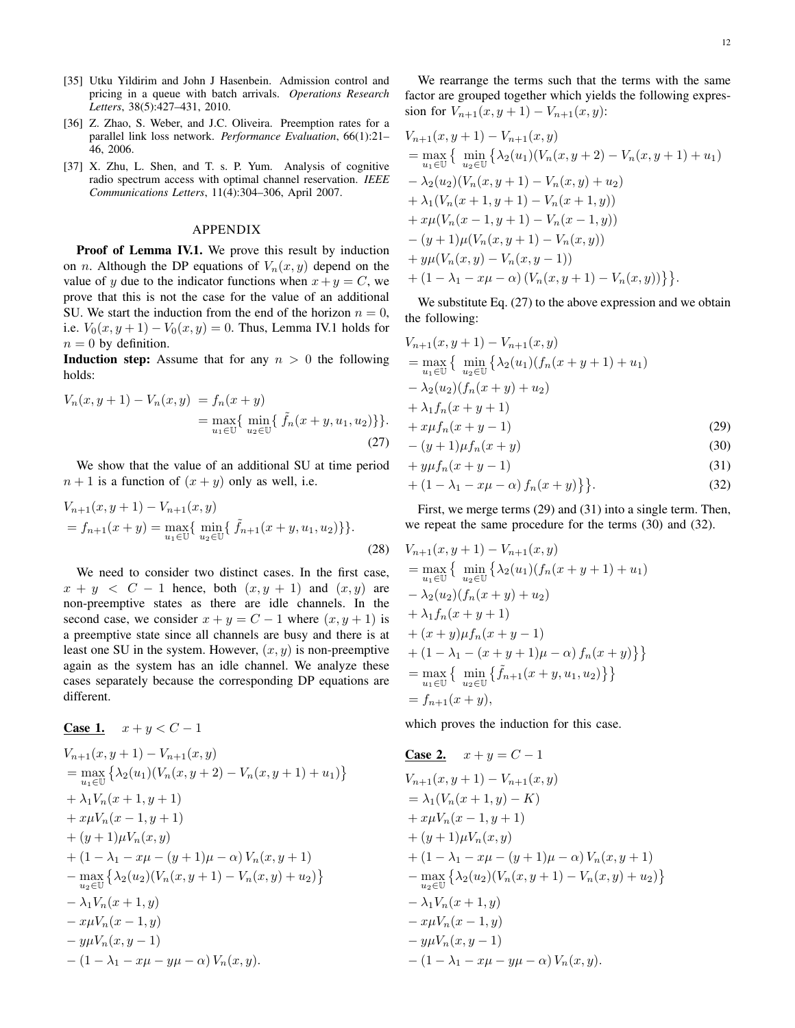[35] Utku Yildirim and John J Hasenbein. Admission control and pricing in a queue with batch arrivals. *Operations Research Letters*, 38(5):427–431, 2010.

[36] Z. Zhao, S. Weber, and J.C. Oliveira. Preemption rates for a parallel link loss network. *Performance Evaluation*, 66(1):21–46, 2006.

[37] X. Zhu, L. Shen, and T. s. P. Yum. Analysis of cognitive radio spectrum access with optimal channel reservation. *IEEE Communications Letters*, 11(4):304–306, April 2007.

## APPENDIX

**Proof of Lemma IV.1.** We prove this result by induction on $n$. Although the DP equations of $V_n(x, y)$ depend on the value of $y$ due to the indicator functions when $x + y = C$, we prove that this is not the case for the value of an additional SU. We start the induction from the end of the horizon $n = 0$, i.e. $V_0(x, y+1) - V_0(x, y) = 0$. Thus, Lemma IV.1 holds for $n = 0$ by definition.

**Induction step:** Assume that for any $n > 0$ the following holds:

$$V_n(x, y+1) - V_n(x, y) = f_n(x+y) = \max_{u_1 \in \mathbb{U}} \{ \min_{u_2 \in \mathbb{U}} \{ \tilde{f}_n(x+y, u_1, u_2) \} \}. \tag{27}$$

We show that the value of an additional SU at time period $n+1$ is a function of $(x + y)$ only as well, i.e.

$$V_{n+1}(x, y+1) - V_{n+1}(x, y) = f_{n+1}(x+y) = \max_{u_1 \in \mathbb{U}} \{ \min_{u_2 \in \mathbb{U}} \{ \tilde{f}_{n+1}(x+y, u_1, u_2) \} \}. \tag{28}$$

We need to consider two distinct cases. In the first case, $x + y < C - 1$ hence, both $(x, y + 1)$ and $(x, y)$ are non-preemptive states as there are idle channels. In the second case, we consider $x + y = C - 1$ where $(x, y + 1)$ is a preemptive state since all channels are busy and there is at least one SU in the system. However, $(x, y)$ is non-preemptive again as the system has an idle channel. We analyze these cases separately because the corresponding DP equations are different.

**Case 1.** $x + y < C - 1$

$$\begin{aligned}
&V_{n+1}(x, y+1) - V_{n+1}(x, y) \\
&= \max_{u_1 \in \mathbb{U}} \left\{ \lambda_2(u_1)(V_n(x, y+2) - V_n(x, y+1) + u_1) \right\} \\
&+ \lambda_1 V_n(x+1, y+1) \\
&+ x\mu V_n(x-1, y+1) \\
&+ (y+1)\mu V_n(x, y) \\
&+ (1 - \lambda_1 - x\mu - (y+1)\mu - \alpha) V_n(x, y+1) \\
&- \max_{u_2 \in \mathbb{U}} \left\{ \lambda_2(u_2)(V_n(x, y+1) - V_n(x, y) + u_2) \right\} \\
&- \lambda_1 V_n(x+1, y) \\
&- x\mu V_n(x-1, y) \\
&- y\mu V_n(x, y-1) \\
&- (1 - \lambda_1 - x\mu - y\mu - \alpha) V_n(x, y).
\end{aligned}$$

We rearrange the terms such that the terms with the same factor are grouped together which yields the following expression for $V_{n+1}(x, y+1) - V_{n+1}(x, y)$:

$$\begin{aligned}
&V_{n+1}(x, y+1) - V_{n+1}(x, y) \\
&= \max_{u_1 \in \mathbb{U}} \big\{ \min_{u_2 \in \mathbb{U}} \big\{ \lambda_2(u_1)(V_n(x, y+2) - V_n(x, y+1) + u_1) \\
&- \lambda_2(u_2)(V_n(x, y+1) - V_n(x, y) + u_2) \\
&+ \lambda_1(V_n(x+1, y+1) - V_n(x+1, y)) \\
&+ x\mu(V_n(x-1, y+1) - V_n(x-1, y)) \\
&- (y+1)\mu(V_n(x, y+1) - V_n(x, y)) \\
&+ y\mu(V_n(x, y) - V_n(x, y-1)) \\
&+ (1 - \lambda_1 - x\mu - \alpha)(V_n(x, y+1) - V_n(x, y)) \big\} \big\}.
\end{aligned}$$

We substitute Eq. (27) to the above expression and we obtain the following:

$$\begin{aligned}
&V_{n+1}(x, y+1) - V_{n+1}(x, y) \\
&= \max_{u_1 \in \mathbb{U}} \big\{ \min_{u_2 \in \mathbb{U}} \big\{ \lambda_2(u_1)(f_n(x+y+1) + u_1) \\
&- \lambda_2(u_2)(f_n(x+y) + u_2) \\
&+ \lambda_1 f_n(x+y+1) \\
&+ x\mu f_n(x+y-1) && (29) \\
&- (y+1)\mu f_n(x+y) && (30) \\
&+ y\mu f_n(x+y-1) && (31) \\
&+ (1 - \lambda_1 - x\mu - \alpha) f_n(x+y) \big\} \big\}. && (32)
\end{aligned}$$

First, we merge terms (29) and (31) into a single term. Then, we repeat the same procedure for the terms (30) and (32).

$$\begin{aligned}
&V_{n+1}(x, y+1) - V_{n+1}(x, y) \\
&= \max_{u_1 \in \mathbb{U}} \big\{ \min_{u_2 \in \mathbb{U}} \big\{ \lambda_2(u_1)(f_n(x+y+1) + u_1) \\
&- \lambda_2(u_2)(f_n(x+y) + u_2) \\
&+ \lambda_1 f_n(x+y+1) \\
&+ (x+y)\mu f_n(x+y-1) \\
&+ (1 - \lambda_1 - (x+y+1)\mu - \alpha) f_n(x+y) \big\} \big\} \\
&= \max_{u_1 \in \mathbb{U}} \big\{ \min_{u_2 \in \mathbb{U}} \big\{ \tilde{f}_{n+1}(x+y, u_1, u_2) \big\} \big\} \\
&= f_{n+1}(x+y),
\end{aligned}$$

which proves the induction for this case.

**Case 2.** $x + y = C - 1$

$$\begin{aligned}
&V_{n+1}(x, y+1) - V_{n+1}(x, y) \\
&= \lambda_1(V_n(x+1, y) - K) \\
&+ x\mu V_n(x-1, y+1) \\
&+ (y+1)\mu V_n(x, y) \\
&+ (1 - \lambda_1 - x\mu - (y+1)\mu - \alpha) V_n(x, y+1) \\
&- \max_{u_2 \in \mathbb{U}} \left\{ \lambda_2(u_2)(V_n(x, y+1) - V_n(x, y) + u_2) \right\} \\
&- \lambda_1 V_n(x+1, y) \\
&- x\mu V_n(x-1, y) \\
&- y\mu V_n(x, y-1) \\
&- (1 - \lambda_1 - x\mu - y\mu - \alpha) V_n(x, y).
\end{aligned}$$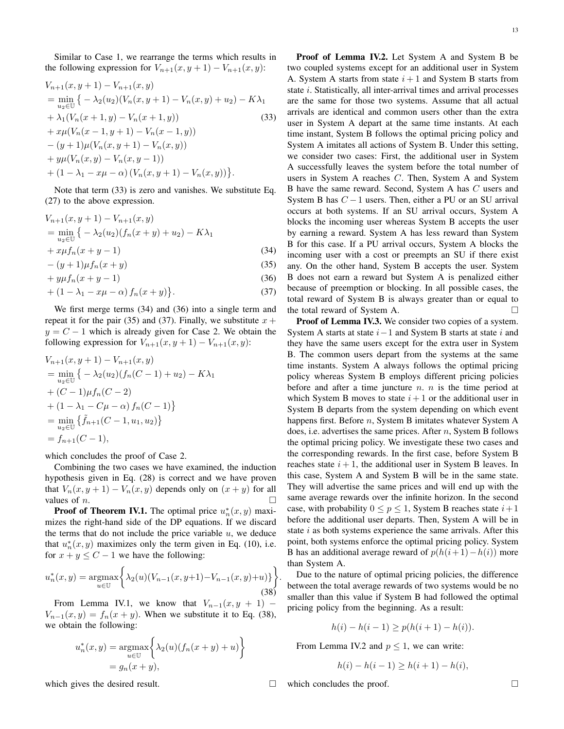Similar to Case 1, we rearrange the terms which results in the following expression for $V_{n+1}(x, y+1) - V_{n+1}(x, y)$:

$$
\begin{aligned}
&V_{n+1}(x, y+1) - V_{n+1}(x, y) \\
&= \min_{u_2 \in \mathbb{U}} \big\{ -\lambda_2(u_2)(V_n(x, y+1) - V_n(x, y) + u_2) - K\lambda_1 \\
&+ \lambda_1(V_n(x+1, y) - V_n(x+1, y)) \qquad (33)\\
&+ x\mu(V_n(x-1, y+1) - V_n(x-1, y)) \\
&- (y+1)\mu(V_n(x, y+1) - V_n(x, y)) \\
&+ y\mu(V_n(x, y) - V_n(x, y-1)) \\
&+ (1 - \lambda_1 - x\mu - \alpha)\left(V_n(x, y+1) - V_n(x, y)\right)\big\}.
\end{aligned}
$$

Note that term (33) is zero and vanishes. We substitute Eq. (27) to the above expression.

$$
\begin{aligned}
&V_{n+1}(x, y+1) - V_{n+1}(x, y) \\
&= \min_{u_2 \in \mathbb{U}} \big\{ -\lambda_2(u_2)(f_n(x+y) + u_2) - K\lambda_1 \\
&+ x\mu f_n(x+y-1) \qquad (34)\\
&- (y+1)\mu f_n(x+y) \qquad (35)\\
&+ y\mu f_n(x+y-1) \qquad (36)\\
&+ (1 - \lambda_1 - x\mu - \alpha)\, f_n(x+y)\big\}. \qquad (37)
\end{aligned}
$$

We first merge terms (34) and (36) into a single term and repeat it for the pair (35) and (37). Finally, we substitute $x + y = C - 1$ which is already given for Case 2. We obtain the following expression for $V_{n+1}(x, y+1) - V_{n+1}(x, y)$:

$$
\begin{aligned}
&V_{n+1}(x, y+1) - V_{n+1}(x, y) \\
&= \min_{u_2 \in \mathbb{U}} \big\{ -\lambda_2(u_2)(f_n(C-1) + u_2) - K\lambda_1 \\
&+ (C-1)\mu f_n(C-2) \\
&+ (1 - \lambda_1 - C\mu - \alpha)\, f_n(C-1)\big\} \\
&= \min_{u_2 \in \mathbb{U}} \big\{ \tilde{f}_{n+1}(C-1, u_1, u_2)\big\} \\
&= f_{n+1}(C-1),
\end{aligned}
$$

which concludes the proof of Case 2.

Combining the two cases we have examined, the induction hypothesis given in Eq. (28) is correct and we have proven that $V_n(x, y+1) - V_n(x, y)$ depends only on $(x+y)$ for all values of $n$. □

**Proof of Theorem IV.1.** The optimal price $u_n^*(x, y)$ maximizes the right-hand side of the DP equations. If we discard the terms that do not include the price variable $u$, we deduce that $u_n^*(x, y)$ maximizes only the term given in Eq. (10), i.e. for $x + y \le C - 1$ we have the following:

$$
u_n^*(x, y) = \operatorname*{argmax}_{u \in \mathbb{U}} \left\{ \lambda_2(u)(V_{n-1}(x, y+1) - V_{n-1}(x, y) + u) \right\}. \qquad (38)
$$

From Lemma IV.1, we know that $V_{n-1}(x, y+1) - V_{n-1}(x, y) = f_n(x+y)$. When we substitute it to Eq. (38), we obtain the following:

$$
\begin{aligned}
u_n^*(x, y) &= \operatorname*{argmax}_{u \in \mathbb{U}} \left\{ \lambda_2(u)(f_n(x+y) + u) \right\} \\
&= g_n(x+y),
\end{aligned}
$$

which gives the desired result. □

**Proof of Lemma IV.2.** Let System A and System B be two coupled systems except for an additional user in System A. System A starts from state $i+1$ and System B starts from state $i$. Statistically, all inter-arrival times and arrival processes are the same for those two systems. Assume that all actual arrivals are identical and common users other than the extra user in System A depart at the same time instants. At each time instant, System B follows the optimal pricing policy and System A imitates all actions of System B. Under this setting, we consider two cases: First, the additional user in System A successfully leaves the system before the total number of users in System A reaches $C$. Then, System A and System B have the same reward. Second, System A has $C$ users and System B has $C - 1$ users. Then, either a PU or an SU arrival occurs at both systems. If an SU arrival occurs, System A blocks the incoming user whereas System B accepts the user by earning a reward. System A has less reward than System B for this case. If a PU arrival occurs, System A blocks the incoming user with a cost or preempts an SU if there exist any. On the other hand, System B accepts the user. System B does not earn a reward but System A is penalized either because of preemption or blocking. In all possible cases, the total reward of System B is always greater than or equal to the total reward of System A. □

**Proof of Lemma IV.3.** We consider two copies of a system. System A starts at state $i-1$ and System B starts at state $i$ and they have the same users except for the extra user in System B. The common users depart from the systems at the same time instants. System A always follows the optimal pricing policy whereas System B employs different pricing policies before and after a time juncture $n$. $n$ is the time period at which System B moves to state $i+1$ or the additional user in System B departs from the system depending on which event happens first. Before $n$, System B imitates whatever System A does, i.e. advertises the same prices. After $n$, System B follows the optimal pricing policy. We investigate these two cases and the corresponding rewards. In the first case, before System B reaches state $i+1$, the additional user in System B leaves. In this case, System A and System B will be in the same state. They will advertise the same prices and will end up with the same average rewards over the infinite horizon. In the second case, with probability $0 \le p \le 1$, System B reaches state $i+1$ before the additional user departs. Then, System A will be in state $i$ as both systems experience the same arrivals. After this point, both systems enforce the optimal pricing policy. System B has an additional average reward of $p(h(i+1) - h(i))$ more than System A.

Due to the nature of optimal pricing policies, the difference between the total average rewards of two systems would be no smaller than this value if System B had followed the optimal pricing policy from the beginning. As a result:

$$
h(i) - h(i-1) \ge p(h(i+1) - h(i)).
$$

From Lemma IV.2 and $p \le 1$, we can write:

$$
h(i) - h(i-1) \ge h(i+1) - h(i),
$$

which concludes the proof. □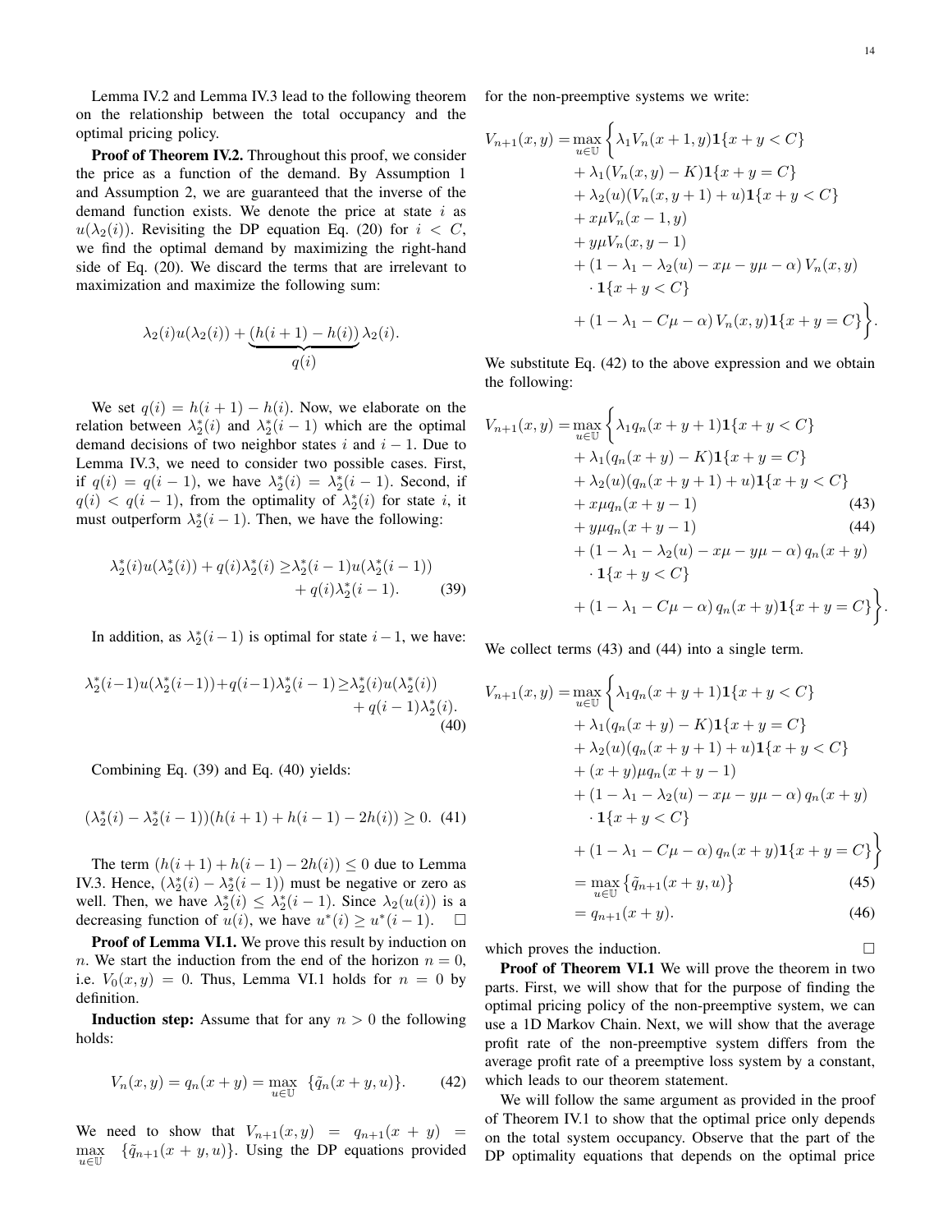Lemma IV.2 and Lemma IV.3 lead to the following theorem on the relationship between the total occupancy and the optimal pricing policy.

**Proof of Theorem IV.2.** Throughout this proof, we consider the price as a function of the demand. By Assumption 1 and Assumption 2, we are guaranteed that the inverse of the demand function exists. We denote the price at state $i$ as $u(\lambda_2(i))$. Revisiting the DP equation Eq. (20) for $i < C$, we find the optimal demand by maximizing the right-hand side of Eq. (20). We discard the terms that are irrelevant to maximization and maximize the following sum:

$$\lambda_2(i)u(\lambda_2(i)) + \underbrace{(h(i+1) - h(i))}_{q(i)}\lambda_2(i).$$

We set $q(i) = h(i+1) - h(i)$. Now, we elaborate on the relation between $\lambda_2^*(i)$ and $\lambda_2^*(i-1)$ which are the optimal demand decisions of two neighbor states $i$ and $i-1$. Due to Lemma IV.3, we need to consider two possible cases. First, if $q(i) = q(i-1)$, we have $\lambda_2^*(i) = \lambda_2^*(i-1)$. Second, if $q(i) < q(i-1)$, from the optimality of $\lambda_2^*(i)$ for state $i$, it must outperform $\lambda_2^*(i-1)$. Then, we have the following:

$$\lambda_2^*(i)u(\lambda_2^*(i)) + q(i)\lambda_2^*(i) \geq \lambda_2^*(i-1)u(\lambda_2^*(i-1)) + q(i)\lambda_2^*(i-1). \tag{39}$$

In addition, as $\lambda_2^*(i-1)$ is optimal for state $i-1$, we have:

$$\lambda_2^*(i-1)u(\lambda_2^*(i-1)) + q(i-1)\lambda_2^*(i-1) \geq \lambda_2^*(i)u(\lambda_2^*(i)) + q(i-1)\lambda_2^*(i). \tag{40}$$

Combining Eq. (39) and Eq. (40) yields:

$$(\lambda_2^*(i) - \lambda_2^*(i-1))(h(i+1) + h(i-1) - 2h(i)) \geq 0. \tag{41}$$

The term $(h(i+1) + h(i-1) - 2h(i)) \leq 0$ due to Lemma IV.3. Hence, $(\lambda_2^*(i) - \lambda_2^*(i-1))$ must be negative or zero as well. Then, we have $\lambda_2^*(i) \leq \lambda_2^*(i-1)$. Since $\lambda_2(u(i))$ is a decreasing function of $u(i)$, we have $u^*(i) \geq u^*(i-1)$. $\square$

**Proof of Lemma VI.1.** We prove this result by induction on $n$. We start the induction from the end of the horizon $n = 0$, i.e. $V_0(x, y) = 0$. Thus, Lemma VI.1 holds for $n = 0$ by definition.

**Induction step:** Assume that for any $n > 0$ the following holds:

$$V_n(x, y) = q_n(x+y) = \max_{u \in \mathbb{U}} \{\tilde{q}_n(x+y, u)\}. \tag{42}$$

We need to show that $V_{n+1}(x, y) = q_{n+1}(x+y) = \max_{u \in \mathbb{U}} \{\tilde{q}_{n+1}(x+y, u)\}$. Using the DP equations provided for the non-preemptive systems we write:

$$\begin{aligned}
V_{n+1}(x, y) = \max_{u \in \mathbb{U}} \Big\{ & \lambda_1 V_n(x+1, y)\mathbf{1}\{x+y < C\} \\
& + \lambda_1(V_n(x, y) - K)\mathbf{1}\{x+y = C\} \\
& + \lambda_2(u)(V_n(x, y+1) + u)\mathbf{1}\{x+y < C\} \\
& + x\mu V_n(x-1, y) \\
& + y\mu V_n(x, y-1) \\
& + (1 - \lambda_1 - \lambda_2(u) - x\mu - y\mu - \alpha)\, V_n(x, y) \\
& \quad \cdot \mathbf{1}\{x+y < C\} \\
& + (1 - \lambda_1 - C\mu - \alpha)\, V_n(x, y)\mathbf{1}\{x+y = C\} \Big\}.
\end{aligned}$$

We substitute Eq. (42) to the above expression and we obtain the following:

$$\begin{aligned}
V_{n+1}(x, y) = \max_{u \in \mathbb{U}} \Big\{ & \lambda_1 q_n(x+y+1)\mathbf{1}\{x+y < C\} \\
& + \lambda_1(q_n(x+y) - K)\mathbf{1}\{x+y = C\} \\
& + \lambda_2(u)(q_n(x+y+1) + u)\mathbf{1}\{x+y < C\} \\
& + x\mu q_n(x+y-1) \qquad (43) \\
& + y\mu q_n(x+y-1) \qquad (44) \\
& + (1 - \lambda_1 - \lambda_2(u) - x\mu - y\mu - \alpha)\, q_n(x+y) \\
& \quad \cdot \mathbf{1}\{x+y < C\} \\
& + (1 - \lambda_1 - C\mu - \alpha)\, q_n(x+y)\mathbf{1}\{x+y = C\} \Big\}.
\end{aligned}$$

We collect terms (43) and (44) into a single term.

$$\begin{aligned}
V_{n+1}(x, y) = \max_{u \in \mathbb{U}} \Big\{ & \lambda_1 q_n(x+y+1)\mathbf{1}\{x+y < C\} \\
& + \lambda_1(q_n(x+y) - K)\mathbf{1}\{x+y = C\} \\
& + \lambda_2(u)(q_n(x+y+1) + u)\mathbf{1}\{x+y < C\} \\
& + (x+y)\mu q_n(x+y-1) \\
& + (1 - \lambda_1 - \lambda_2(u) - x\mu - y\mu - \alpha)\, q_n(x+y) \\
& \quad \cdot \mathbf{1}\{x+y < C\} \\
& + (1 - \lambda_1 - C\mu - \alpha)\, q_n(x+y)\mathbf{1}\{x+y = C\} \Big\} \\
= \max_{u \in \mathbb{U}} & \big\{ \tilde{q}_{n+1}(x+y, u) \big\} \qquad (45) \\
= q_{n+1}&(x+y). \qquad (46)
\end{aligned}$$

which proves the induction. $\square$

**Proof of Theorem VI.1** We will prove the theorem in two parts. First, we will show that for the purpose of finding the optimal pricing policy of the non-preemptive system, we can use a 1D Markov Chain. Next, we will show that the average profit rate of the non-preemptive system differs from the average profit rate of a preemptive loss system by a constant, which leads to our theorem statement.

We will follow the same argument as provided in the proof of Theorem IV.1 to show that the optimal price only depends on the total system occupancy. Observe that the part of the DP optimality equations that depends on the optimal price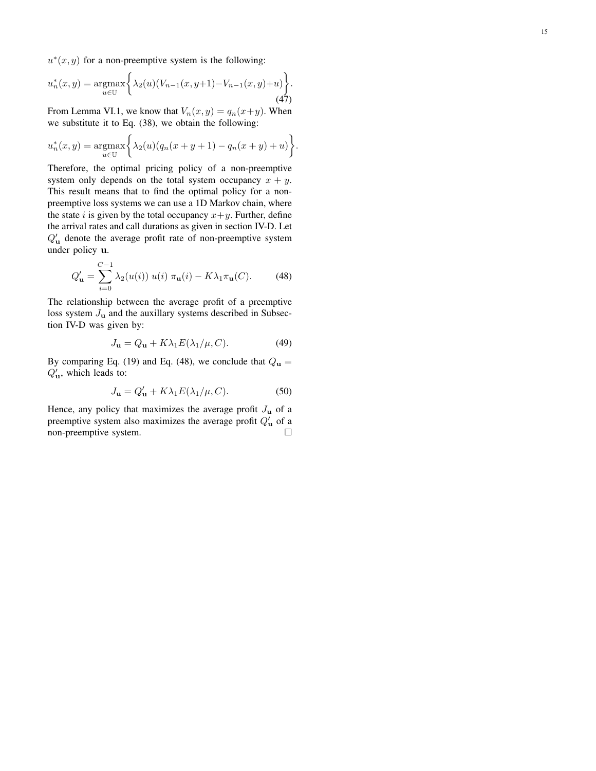$u^*(x, y)$ for a non-preemptive system is the following:

$$u_n^*(x, y) = \operatorname*{argmax}_{u \in \mathbb{U}} \left\{ \lambda_2(u)(V_{n-1}(x, y+1) - V_{n-1}(x, y) + u) \right\}. \tag{47}$$

From Lemma VI.1, we know that $V_n(x, y) = q_n(x+y)$. When we substitute it to Eq. (38), we obtain the following:

$$u_n^*(x, y) = \operatorname*{argmax}_{u \in \mathbb{U}} \left\{ \lambda_2(u)(q_n(x+y+1) - q_n(x+y) + u) \right\}.$$

Therefore, the optimal pricing policy of a non-preemptive system only depends on the total system occupancy $x + y$. This result means that to find the optimal policy for a non-preemptive loss systems we can use a 1D Markov chain, where the state $i$ is given by the total occupancy $x+y$. Further, define the arrival rates and call durations as given in section IV-D. Let $Q'_{\mathbf{u}}$ denote the average profit rate of non-preemptive system under policy $\mathbf{u}$.

$$Q'_{\mathbf{u}} = \sum_{i=0}^{C-1} \lambda_2(u(i))\; u(i)\; \pi_{\mathbf{u}}(i) - K\lambda_1 \pi_{\mathbf{u}}(C). \tag{48}$$

The relationship between the average profit of a preemptive loss system $J_{\mathbf{u}}$ and the auxillary systems described in Subsection IV-D was given by:

$$J_{\mathbf{u}} = Q_{\mathbf{u}} + K\lambda_1 E(\lambda_1/\mu, C). \tag{49}$$

By comparing Eq. (19) and Eq. (48), we conclude that $Q_{\mathbf{u}} = Q'_{\mathbf{u}}$, which leads to:

$$J_{\mathbf{u}} = Q'_{\mathbf{u}} + K\lambda_1 E(\lambda_1/\mu, C). \tag{50}$$

Hence, any policy that maximizes the average profit $J_{\mathbf{u}}$ of a preemptive system also maximizes the average profit $Q'_{\mathbf{u}}$ of a non-preemptive system. □